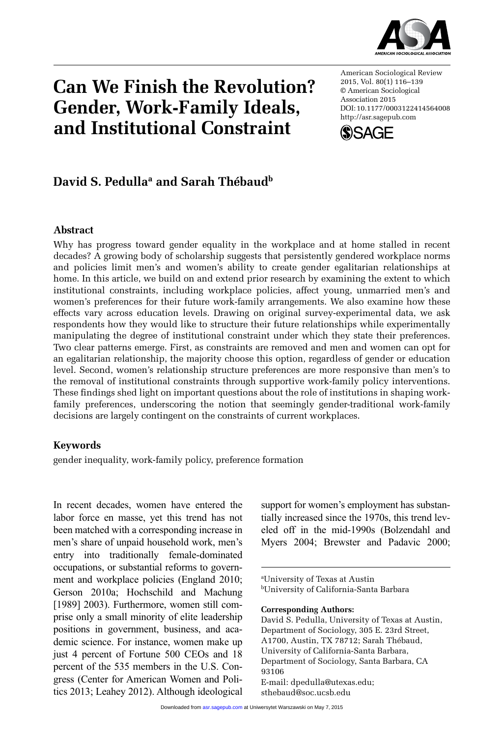# Can We Finish the Revolution? Gender, Work-Family Ideals, and Institutional Constraint

American Sociological Review 2015, Vol. 80(1) 116–139 © American Sociological Association 2015 DOI: 10.1177/0003122414564008 http://asr.sagepub.com

**David S. Pedulla[a] and Sarah Thébaud[b]**

## Abstract

Why has progress toward gender equality in the workplace and at home stalled in recent decades? A growing body of scholarship suggests that persistently gendered workplace norms and policies limit men's and women's ability to create gender egalitarian relationships at home. In this article, we build on and extend prior research by examining the extent to which institutional constraints, including workplace policies, affect young, unmarried men's and women's preferences for their future work-family arrangements. We also examine how these effects vary across education levels. Drawing on original survey-experimental data, we ask respondents how they would like to structure their future relationships while experimentally manipulating the degree of institutional constraint under which they state their preferences. Two clear patterns emerge. First, as constraints are removed and men and women can opt for an egalitarian relationship, the majority choose this option, regardless of gender or education level. Second, women's relationship structure preferences are more responsive than men's to the removal of institutional constraints through supportive work-family policy interventions. These findings shed light on important questions about the role of institutions in shaping work-family preferences, underscoring the notion that seemingly gender-traditional work-family decisions are largely contingent on the constraints of current workplaces.

## Keywords

gender inequality, work-family policy, preference formation

In recent decades, women have entered the labor force en masse, yet this trend has not been matched with a corresponding increase in men's share of unpaid household work, men's entry into traditionally female-dominated occupations, or substantial reforms to government and workplace policies (England 2010; Gerson 2010a; Hochschild and Machung [1989] 2003). Furthermore, women still comprise only a small minority of elite leadership positions in government, business, and academic science. For instance, women make up just 4 percent of Fortune 500 CEOs and 18 percent of the 535 members in the U.S. Congress (Center for American Women and Politics 2013; Leahey 2012). Although ideological support for women's employment has substantially increased since the 1970s, this trend leveled off in the mid-1990s (Bolzendahl and Myers 2004; Brewster and Padavic 2000;

[a]University of Texas at Austin
[b]University of California-Santa Barbara

**Corresponding Authors:**
David S. Pedulla, University of Texas at Austin, Department of Sociology, 305 E. 23rd Street, A1700, Austin, TX 78712; Sarah Thébaud, University of California-Santa Barbara, Department of Sociology, Santa Barbara, CA 93106
E-mail: dpedulla@utexas.edu; sthebaud@soc.ucsb.edu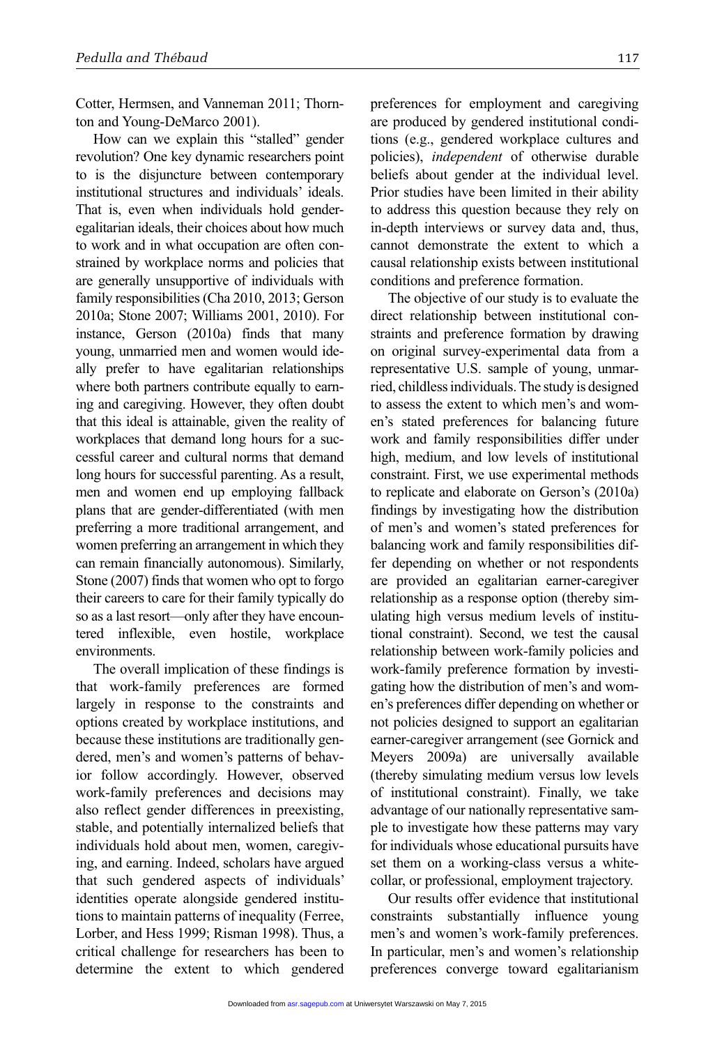Cotter, Hermsen, and Vanneman 2011; Thornton and Young-DeMarco 2001).

How can we explain this "stalled" gender revolution? One key dynamic researchers point to is the disjuncture between contemporary institutional structures and individuals' ideals. That is, even when individuals hold gender-egalitarian ideals, their choices about how much to work and in what occupation are often constrained by workplace norms and policies that are generally unsupportive of individuals with family responsibilities (Cha 2010, 2013; Gerson 2010a; Stone 2007; Williams 2001, 2010). For instance, Gerson (2010a) finds that many young, unmarried men and women would ideally prefer to have egalitarian relationships where both partners contribute equally to earning and caregiving. However, they often doubt that this ideal is attainable, given the reality of workplaces that demand long hours for a successful career and cultural norms that demand long hours for successful parenting. As a result, men and women end up employing fallback plans that are gender-differentiated (with men preferring a more traditional arrangement, and women preferring an arrangement in which they can remain financially autonomous). Similarly, Stone (2007) finds that women who opt to forgo their careers to care for their family typically do so as a last resort—only after they have encountered inflexible, even hostile, workplace environments.

The overall implication of these findings is that work-family preferences are formed largely in response to the constraints and options created by workplace institutions, and because these institutions are traditionally gendered, men's and women's patterns of behavior follow accordingly. However, observed work-family preferences and decisions may also reflect gender differences in preexisting, stable, and potentially internalized beliefs that individuals hold about men, women, caregiving, and earning. Indeed, scholars have argued that such gendered aspects of individuals' identities operate alongside gendered institutions to maintain patterns of inequality (Ferree, Lorber, and Hess 1999; Risman 1998). Thus, a critical challenge for researchers has been to determine the extent to which gendered preferences for employment and caregiving are produced by gendered institutional conditions (e.g., gendered workplace cultures and policies), *independent* of otherwise durable beliefs about gender at the individual level. Prior studies have been limited in their ability to address this question because they rely on in-depth interviews or survey data and, thus, cannot demonstrate the extent to which a causal relationship exists between institutional conditions and preference formation.

The objective of our study is to evaluate the direct relationship between institutional constraints and preference formation by drawing on original survey-experimental data from a representative U.S. sample of young, unmarried, childless individuals. The study is designed to assess the extent to which men's and women's stated preferences for balancing future work and family responsibilities differ under high, medium, and low levels of institutional constraint. First, we use experimental methods to replicate and elaborate on Gerson's (2010a) findings by investigating how the distribution of men's and women's stated preferences for balancing work and family responsibilities differ depending on whether or not respondents are provided an egalitarian earner-caregiver relationship as a response option (thereby simulating high versus medium levels of institutional constraint). Second, we test the causal relationship between work-family policies and work-family preference formation by investigating how the distribution of men's and women's preferences differ depending on whether or not policies designed to support an egalitarian earner-caregiver arrangement (see Gornick and Meyers 2009a) are universally available (thereby simulating medium versus low levels of institutional constraint). Finally, we take advantage of our nationally representative sample to investigate how these patterns may vary for individuals whose educational pursuits have set them on a working-class versus a white-collar, or professional, employment trajectory.

Our results offer evidence that institutional constraints substantially influence young men's and women's work-family preferences. In particular, men's and women's relationship preferences converge toward egalitarianism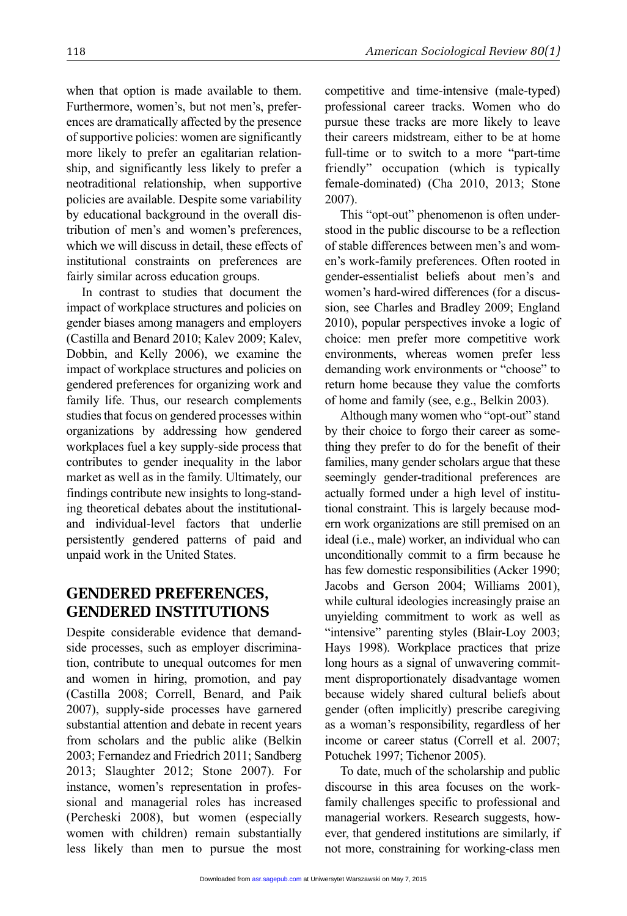when that option is made available to them. Furthermore, women's, but not men's, preferences are dramatically affected by the presence of supportive policies: women are significantly more likely to prefer an egalitarian relationship, and significantly less likely to prefer a neotraditional relationship, when supportive policies are available. Despite some variability by educational background in the overall distribution of men's and women's preferences, which we will discuss in detail, these effects of institutional constraints on preferences are fairly similar across education groups.

In contrast to studies that document the impact of workplace structures and policies on gender biases among managers and employers (Castilla and Benard 2010; Kalev 2009; Kalev, Dobbin, and Kelly 2006), we examine the impact of workplace structures and policies on gendered preferences for organizing work and family life. Thus, our research complements studies that focus on gendered processes within organizations by addressing how gendered workplaces fuel a key supply-side process that contributes to gender inequality in the labor market as well as in the family. Ultimately, our findings contribute new insights to long-standing theoretical debates about the institutional- and individual-level factors that underlie persistently gendered patterns of paid and unpaid work in the United States.

## GENDERED PREFERENCES, GENDERED INSTITUTIONS

Despite considerable evidence that demand-side processes, such as employer discrimination, contribute to unequal outcomes for men and women in hiring, promotion, and pay (Castilla 2008; Correll, Benard, and Paik 2007), supply-side processes have garnered substantial attention and debate in recent years from scholars and the public alike (Belkin 2003; Fernandez and Friedrich 2011; Sandberg 2013; Slaughter 2012; Stone 2007). For instance, women's representation in professional and managerial roles has increased (Percheski 2008), but women (especially women with children) remain substantially less likely than men to pursue the most competitive and time-intensive (male-typed) professional career tracks. Women who do pursue these tracks are more likely to leave their careers midstream, either to be at home full-time or to switch to a more "part-time friendly" occupation (which is typically female-dominated) (Cha 2010, 2013; Stone 2007).

This "opt-out" phenomenon is often understood in the public discourse to be a reflection of stable differences between men's and women's work-family preferences. Often rooted in gender-essentialist beliefs about men's and women's hard-wired differences (for a discussion, see Charles and Bradley 2009; England 2010), popular perspectives invoke a logic of choice: men prefer more competitive work environments, whereas women prefer less demanding work environments or "choose" to return home because they value the comforts of home and family (see, e.g., Belkin 2003).

Although many women who "opt-out" stand by their choice to forgo their career as something they prefer to do for the benefit of their families, many gender scholars argue that these seemingly gender-traditional preferences are actually formed under a high level of institutional constraint. This is largely because modern work organizations are still premised on an ideal (i.e., male) worker, an individual who can unconditionally commit to a firm because he has few domestic responsibilities (Acker 1990; Jacobs and Gerson 2004; Williams 2001), while cultural ideologies increasingly praise an unyielding commitment to work as well as "intensive" parenting styles (Blair-Loy 2003; Hays 1998). Workplace practices that prize long hours as a signal of unwavering commitment disproportionately disadvantage women because widely shared cultural beliefs about gender (often implicitly) prescribe caregiving as a woman's responsibility, regardless of her income or career status (Correll et al. 2007; Potuchek 1997; Tichenor 2005).

To date, much of the scholarship and public discourse in this area focuses on the work-family challenges specific to professional and managerial workers. Research suggests, however, that gendered institutions are similarly, if not more, constraining for working-class men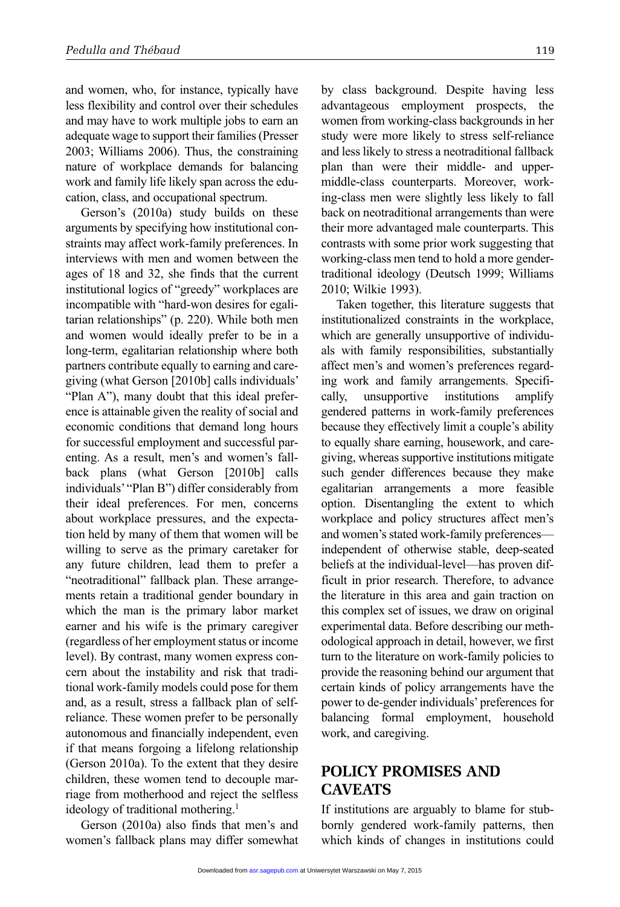and women, who, for instance, typically have less flexibility and control over their schedules and may have to work multiple jobs to earn an adequate wage to support their families (Presser 2003; Williams 2006). Thus, the constraining nature of workplace demands for balancing work and family life likely span across the education, class, and occupational spectrum.

Gerson's (2010a) study builds on these arguments by specifying how institutional constraints may affect work-family preferences. In interviews with men and women between the ages of 18 and 32, she finds that the current institutional logics of "greedy" workplaces are incompatible with "hard-won desires for egalitarian relationships" (p. 220). While both men and women would ideally prefer to be in a long-term, egalitarian relationship where both partners contribute equally to earning and caregiving (what Gerson [2010b] calls individuals' "Plan A"), many doubt that this ideal preference is attainable given the reality of social and economic conditions that demand long hours for successful employment and successful parenting. As a result, men's and women's fallback plans (what Gerson [2010b] calls individuals' "Plan B") differ considerably from their ideal preferences. For men, concerns about workplace pressures, and the expectation held by many of them that women will be willing to serve as the primary caretaker for any future children, lead them to prefer a "neotraditional" fallback plan. These arrangements retain a traditional gender boundary in which the man is the primary labor market earner and his wife is the primary caregiver (regardless of her employment status or income level). By contrast, many women express concern about the instability and risk that traditional work-family models could pose for them and, as a result, stress a fallback plan of self-reliance. These women prefer to be personally autonomous and financially independent, even if that means forgoing a lifelong relationship (Gerson 2010a). To the extent that they desire children, these women tend to decouple marriage from motherhood and reject the selfless ideology of traditional mothering.[1]

Gerson (2010a) also finds that men's and women's fallback plans may differ somewhat by class background. Despite having less advantageous employment prospects, the women from working-class backgrounds in her study were more likely to stress self-reliance and less likely to stress a neotraditional fallback plan than were their middle- and upper-middle-class counterparts. Moreover, working-class men were slightly less likely to fall back on neotraditional arrangements than were their more advantaged male counterparts. This contrasts with some prior work suggesting that working-class men tend to hold a more gender-traditional ideology (Deutsch 1999; Williams 2010; Wilkie 1993).

Taken together, this literature suggests that institutionalized constraints in the workplace, which are generally unsupportive of individuals with family responsibilities, substantially affect men's and women's preferences regarding work and family arrangements. Specifically, unsupportive institutions amplify gendered patterns in work-family preferences because they effectively limit a couple's ability to equally share earning, housework, and caregiving, whereas supportive institutions mitigate such gender differences because they make egalitarian arrangements a more feasible option. Disentangling the extent to which workplace and policy structures affect men's and women's stated work-family preferences—independent of otherwise stable, deep-seated beliefs at the individual-level—has proven difficult in prior research. Therefore, to advance the literature in this area and gain traction on this complex set of issues, we draw on original experimental data. Before describing our methodological approach in detail, however, we first turn to the literature on work-family policies to provide the reasoning behind our argument that certain kinds of policy arrangements have the power to de-gender individuals' preferences for balancing formal employment, household work, and caregiving.

## POLICY PROMISES AND CAVEATS

If institutions are arguably to blame for stubbornly gendered work-family patterns, then which kinds of changes in institutions could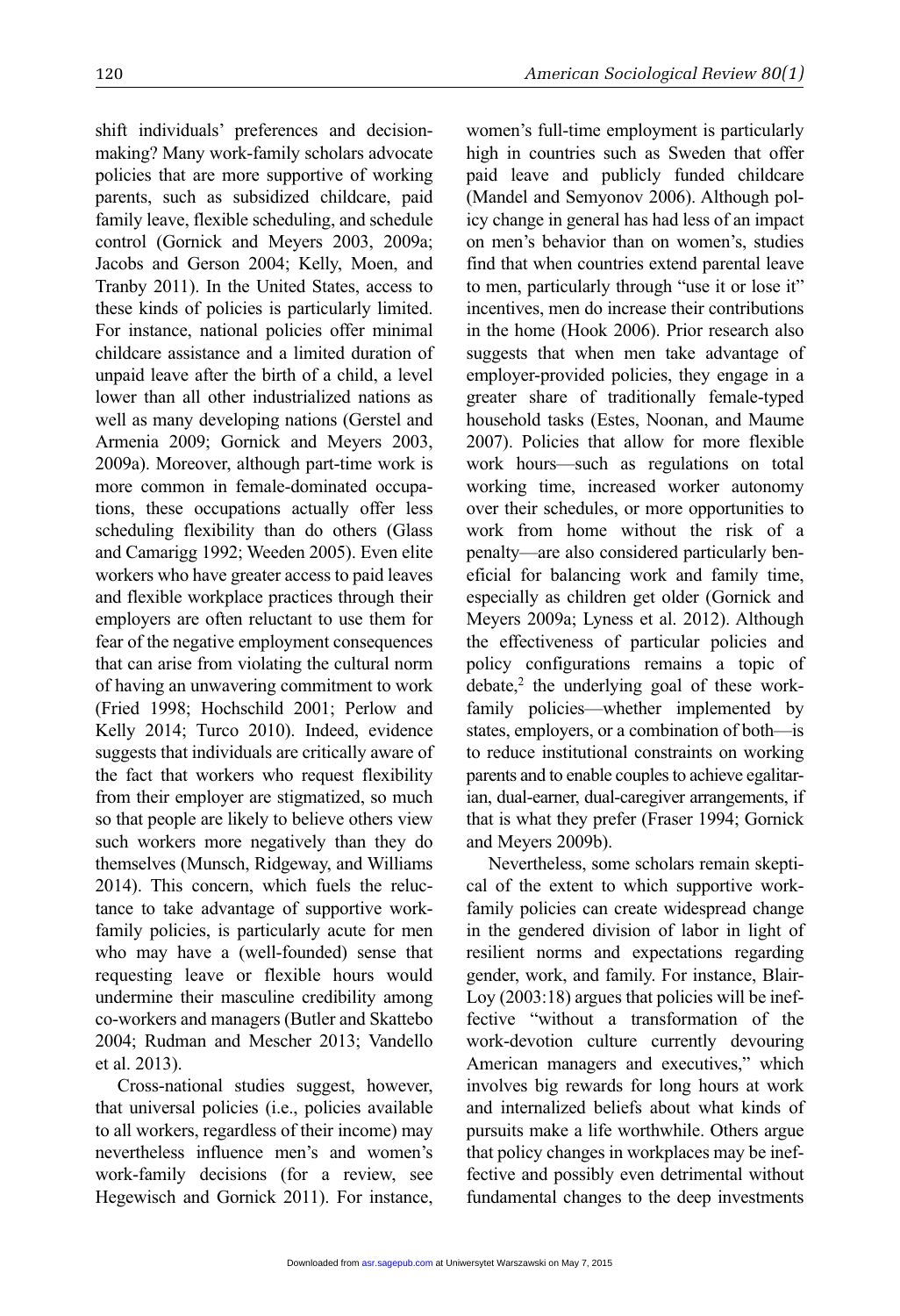shift individuals' preferences and decision-making? Many work-family scholars advocate policies that are more supportive of working parents, such as subsidized childcare, paid family leave, flexible scheduling, and schedule control (Gornick and Meyers 2003, 2009a; Jacobs and Gerson 2004; Kelly, Moen, and Tranby 2011). In the United States, access to these kinds of policies is particularly limited. For instance, national policies offer minimal childcare assistance and a limited duration of unpaid leave after the birth of a child, a level lower than all other industrialized nations as well as many developing nations (Gerstel and Armenia 2009; Gornick and Meyers 2003, 2009a). Moreover, although part-time work is more common in female-dominated occupations, these occupations actually offer less scheduling flexibility than do others (Glass and Camarigg 1992; Weeden 2005). Even elite workers who have greater access to paid leaves and flexible workplace practices through their employers are often reluctant to use them for fear of the negative employment consequences that can arise from violating the cultural norm of having an unwavering commitment to work (Fried 1998; Hochschild 2001; Perlow and Kelly 2014; Turco 2010). Indeed, evidence suggests that individuals are critically aware of the fact that workers who request flexibility from their employer are stigmatized, so much so that people are likely to believe others view such workers more negatively than they do themselves (Munsch, Ridgeway, and Williams 2014). This concern, which fuels the reluctance to take advantage of supportive work-family policies, is particularly acute for men who may have a (well-founded) sense that requesting leave or flexible hours would undermine their masculine credibility among co-workers and managers (Butler and Skattebo 2004; Rudman and Mescher 2013; Vandello et al. 2013).

Cross-national studies suggest, however, that universal policies (i.e., policies available to all workers, regardless of their income) may nevertheless influence men's and women's work-family decisions (for a review, see Hegewisch and Gornick 2011). For instance, women's full-time employment is particularly high in countries such as Sweden that offer paid leave and publicly funded childcare (Mandel and Semyonov 2006). Although policy change in general has had less of an impact on men's behavior than on women's, studies find that when countries extend parental leave to men, particularly through "use it or lose it" incentives, men do increase their contributions in the home (Hook 2006). Prior research also suggests that when men take advantage of employer-provided policies, they engage in a greater share of traditionally female-typed household tasks (Estes, Noonan, and Maume 2007). Policies that allow for more flexible work hours—such as regulations on total working time, increased worker autonomy over their schedules, or more opportunities to work from home without the risk of a penalty—are also considered particularly beneficial for balancing work and family time, especially as children get older (Gornick and Meyers 2009a; Lyness et al. 2012). Although the effectiveness of particular policies and policy configurations remains a topic of debate,[2] the underlying goal of these work-family policies—whether implemented by states, employers, or a combination of both—is to reduce institutional constraints on working parents and to enable couples to achieve egalitarian, dual-earner, dual-caregiver arrangements, if that is what they prefer (Fraser 1994; Gornick and Meyers 2009b).

Nevertheless, some scholars remain skeptical of the extent to which supportive work-family policies can create widespread change in the gendered division of labor in light of resilient norms and expectations regarding gender, work, and family. For instance, Blair-Loy (2003:18) argues that policies will be ineffective "without a transformation of the work-devotion culture currently devouring American managers and executives," which involves big rewards for long hours at work and internalized beliefs about what kinds of pursuits make a life worthwhile. Others argue that policy changes in workplaces may be ineffective and possibly even detrimental without fundamental changes to the deep investments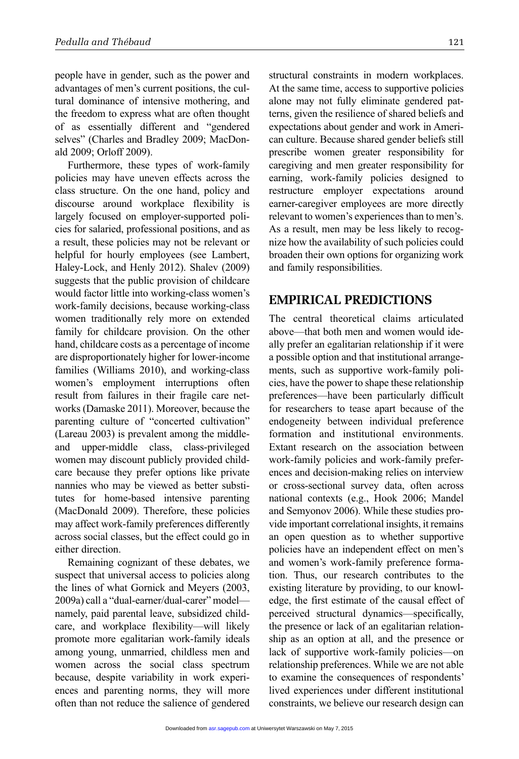people have in gender, such as the power and advantages of men's current positions, the cultural dominance of intensive mothering, and the freedom to express what are often thought of as essentially different and "gendered selves" (Charles and Bradley 2009; MacDonald 2009; Orloff 2009).

Furthermore, these types of work-family policies may have uneven effects across the class structure. On the one hand, policy and discourse around workplace flexibility is largely focused on employer-supported policies for salaried, professional positions, and as a result, these policies may not be relevant or helpful for hourly employees (see Lambert, Haley-Lock, and Henly 2012). Shalev (2009) suggests that the public provision of childcare would factor little into working-class women's work-family decisions, because working-class women traditionally rely more on extended family for childcare provision. On the other hand, childcare costs as a percentage of income are disproportionately higher for lower-income families (Williams 2010), and working-class women's employment interruptions often result from failures in their fragile care networks (Damaske 2011). Moreover, because the parenting culture of "concerted cultivation" (Lareau 2003) is prevalent among the middle- and upper-middle class, class-privileged women may discount publicly provided childcare because they prefer options like private nannies who may be viewed as better substitutes for home-based intensive parenting (MacDonald 2009). Therefore, these policies may affect work-family preferences differently across social classes, but the effect could go in either direction.

Remaining cognizant of these debates, we suspect that universal access to policies along the lines of what Gornick and Meyers (2003, 2009a) call a "dual-earner/dual-carer" model—namely, paid parental leave, subsidized childcare, and workplace flexibility—will likely promote more egalitarian work-family ideals among young, unmarried, childless men and women across the social class spectrum because, despite variability in work experiences and parenting norms, they will more often than not reduce the salience of gendered structural constraints in modern workplaces. At the same time, access to supportive policies alone may not fully eliminate gendered patterns, given the resilience of shared beliefs and expectations about gender and work in American culture. Because shared gender beliefs still prescribe women greater responsibility for caregiving and men greater responsibility for earning, work-family policies designed to restructure employer expectations around earner-caregiver employees are more directly relevant to women's experiences than to men's. As a result, men may be less likely to recognize how the availability of such policies could broaden their own options for organizing work and family responsibilities.

## EMPIRICAL PREDICTIONS

The central theoretical claims articulated above—that both men and women would ideally prefer an egalitarian relationship if it were a possible option and that institutional arrangements, such as supportive work-family policies, have the power to shape these relationship preferences—have been particularly difficult for researchers to tease apart because of the endogeneity between individual preference formation and institutional environments. Extant research on the association between work-family policies and work-family preferences and decision-making relies on interview or cross-sectional survey data, often across national contexts (e.g., Hook 2006; Mandel and Semyonov 2006). While these studies provide important correlational insights, it remains an open question as to whether supportive policies have an independent effect on men's and women's work-family preference formation. Thus, our research contributes to the existing literature by providing, to our knowledge, the first estimate of the causal effect of perceived structural dynamics—specifically, the presence or lack of an egalitarian relationship as an option at all, and the presence or lack of supportive work-family policies—on relationship preferences. While we are not able to examine the consequences of respondents' lived experiences under different institutional constraints, we believe our research design can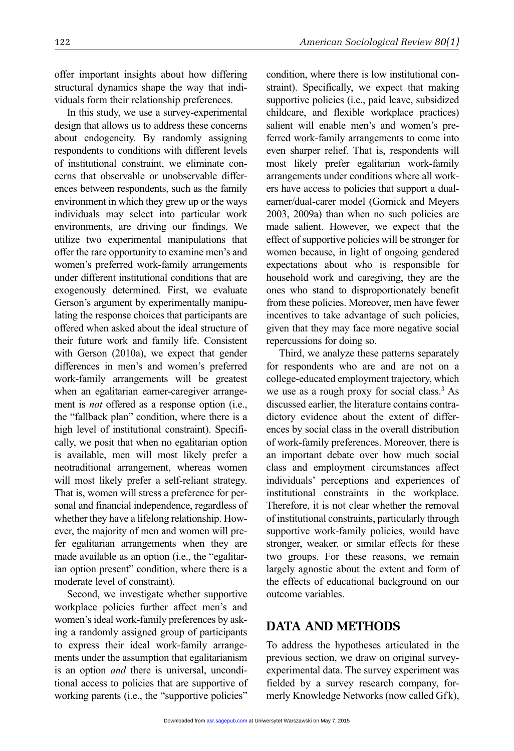offer important insights about how differing structural dynamics shape the way that individuals form their relationship preferences.

In this study, we use a survey-experimental design that allows us to address these concerns about endogeneity. By randomly assigning respondents to conditions with different levels of institutional constraint, we eliminate concerns that observable or unobservable differences between respondents, such as the family environment in which they grew up or the ways individuals may select into particular work environments, are driving our findings. We utilize two experimental manipulations that offer the rare opportunity to examine men's and women's preferred work-family arrangements under different institutional conditions that are exogenously determined. First, we evaluate Gerson's argument by experimentally manipulating the response choices that participants are offered when asked about the ideal structure of their future work and family life. Consistent with Gerson (2010a), we expect that gender differences in men's and women's preferred work-family arrangements will be greatest when an egalitarian earner-caregiver arrangement is *not* offered as a response option (i.e., the "fallback plan" condition, where there is a high level of institutional constraint). Specifically, we posit that when no egalitarian option is available, men will most likely prefer a neotraditional arrangement, whereas women will most likely prefer a self-reliant strategy. That is, women will stress a preference for personal and financial independence, regardless of whether they have a lifelong relationship. However, the majority of men and women will prefer egalitarian arrangements when they are made available as an option (i.e., the "egalitarian option present" condition, where there is a moderate level of constraint).

Second, we investigate whether supportive workplace policies further affect men's and women's ideal work-family preferences by asking a randomly assigned group of participants to express their ideal work-family arrangements under the assumption that egalitarianism is an option *and* there is universal, unconditional access to policies that are supportive of working parents (i.e., the "supportive policies" condition, where there is low institutional constraint). Specifically, we expect that making supportive policies (i.e., paid leave, subsidized childcare, and flexible workplace practices) salient will enable men's and women's preferred work-family arrangements to come into even sharper relief. That is, respondents will most likely prefer egalitarian work-family arrangements under conditions where all workers have access to policies that support a dual-earner/dual-carer model (Gornick and Meyers 2003, 2009a) than when no such policies are made salient. However, we expect that the effect of supportive policies will be stronger for women because, in light of ongoing gendered expectations about who is responsible for household work and caregiving, they are the ones who stand to disproportionately benefit from these policies. Moreover, men have fewer incentives to take advantage of such policies, given that they may face more negative social repercussions for doing so.

Third, we analyze these patterns separately for respondents who are and are not on a college-educated employment trajectory, which we use as a rough proxy for social class.[3] As discussed earlier, the literature contains contradictory evidence about the extent of differences by social class in the overall distribution of work-family preferences. Moreover, there is an important debate over how much social class and employment circumstances affect individuals' perceptions and experiences of institutional constraints in the workplace. Therefore, it is not clear whether the removal of institutional constraints, particularly through supportive work-family policies, would have stronger, weaker, or similar effects for these two groups. For these reasons, we remain largely agnostic about the extent and form of the effects of educational background on our outcome variables.

## DATA AND METHODS

To address the hypotheses articulated in the previous section, we draw on original survey-experimental data. The survey experiment was fielded by a survey research company, formerly Knowledge Networks (now called GfK),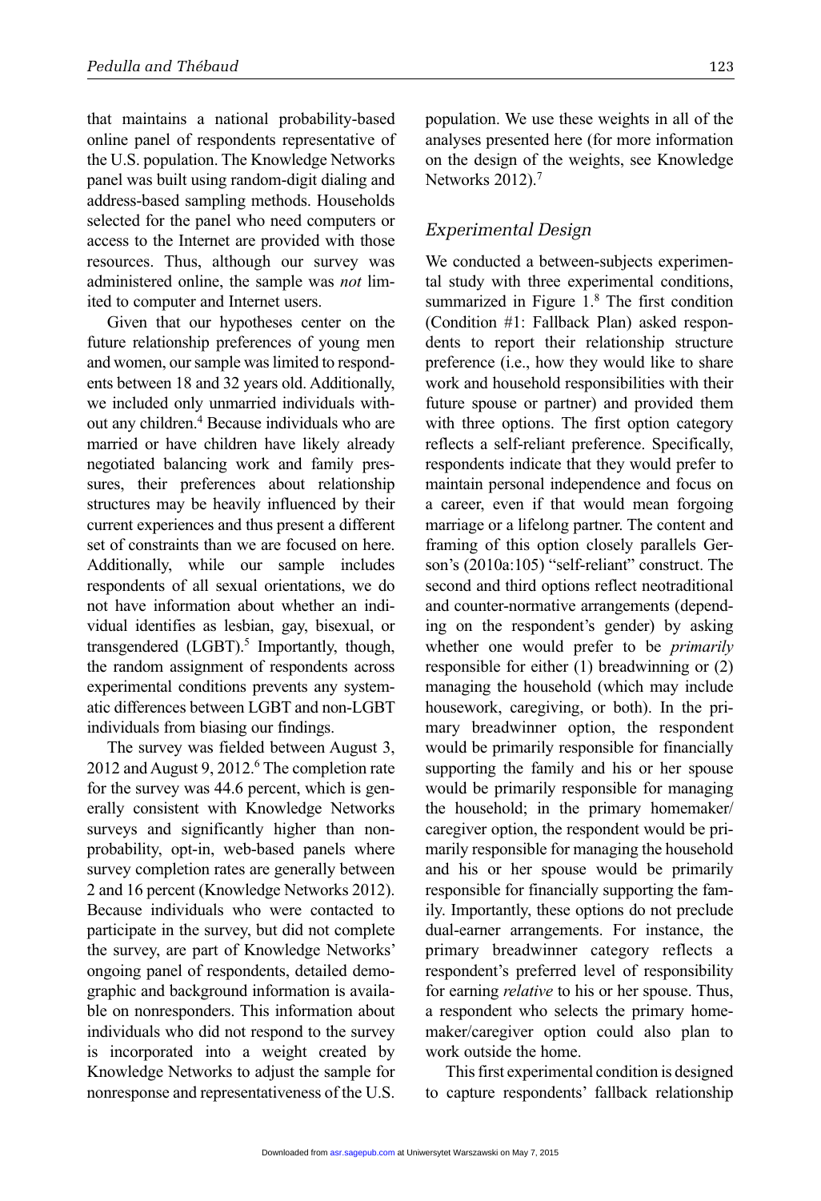that maintains a national probability-based online panel of respondents representative of the U.S. population. The Knowledge Networks panel was built using random-digit dialing and address-based sampling methods. Households selected for the panel who need computers or access to the Internet are provided with those resources. Thus, although our survey was administered online, the sample was *not* limited to computer and Internet users.

Given that our hypotheses center on the future relationship preferences of young men and women, our sample was limited to respondents between 18 and 32 years old. Additionally, we included only unmarried individuals without any children.[4] Because individuals who are married or have children have likely already negotiated balancing work and family pressures, their preferences about relationship structures may be heavily influenced by their current experiences and thus present a different set of constraints than we are focused on here. Additionally, while our sample includes respondents of all sexual orientations, we do not have information about whether an individual identifies as lesbian, gay, bisexual, or transgendered (LGBT).[5] Importantly, though, the random assignment of respondents across experimental conditions prevents any systematic differences between LGBT and non-LGBT individuals from biasing our findings.

The survey was fielded between August 3, 2012 and August 9, 2012.[6] The completion rate for the survey was 44.6 percent, which is generally consistent with Knowledge Networks surveys and significantly higher than nonprobability, opt-in, web-based panels where survey completion rates are generally between 2 and 16 percent (Knowledge Networks 2012). Because individuals who were contacted to participate in the survey, but did not complete the survey, are part of Knowledge Networks' ongoing panel of respondents, detailed demographic and background information is available on nonresponders. This information about individuals who did not respond to the survey is incorporated into a weight created by Knowledge Networks to adjust the sample for nonresponse and representativeness of the U.S. population. We use these weights in all of the analyses presented here (for more information on the design of the weights, see Knowledge Networks 2012).[7]

### *Experimental Design*

We conducted a between-subjects experimental study with three experimental conditions, summarized in Figure 1.[8] The first condition (Condition #1: Fallback Plan) asked respondents to report their relationship structure preference (i.e., how they would like to share work and household responsibilities with their future spouse or partner) and provided them with three options. The first option category reflects a self-reliant preference. Specifically, respondents indicate that they would prefer to maintain personal independence and focus on a career, even if that would mean forgoing marriage or a lifelong partner. The content and framing of this option closely parallels Gerson's (2010a:105) "self-reliant" construct. The second and third options reflect neotraditional and counter-normative arrangements (depending on the respondent's gender) by asking whether one would prefer to be *primarily* responsible for either (1) breadwinning or (2) managing the household (which may include housework, caregiving, or both). In the primary breadwinner option, the respondent would be primarily responsible for financially supporting the family and his or her spouse would be primarily responsible for managing the household; in the primary homemaker/caregiver option, the respondent would be primarily responsible for managing the household and his or her spouse would be primarily responsible for financially supporting the family. Importantly, these options do not preclude dual-earner arrangements. For instance, the primary breadwinner category reflects a respondent's preferred level of responsibility for earning *relative* to his or her spouse. Thus, a respondent who selects the primary homemaker/caregiver option could also plan to work outside the home.

This first experimental condition is designed to capture respondents' fallback relationship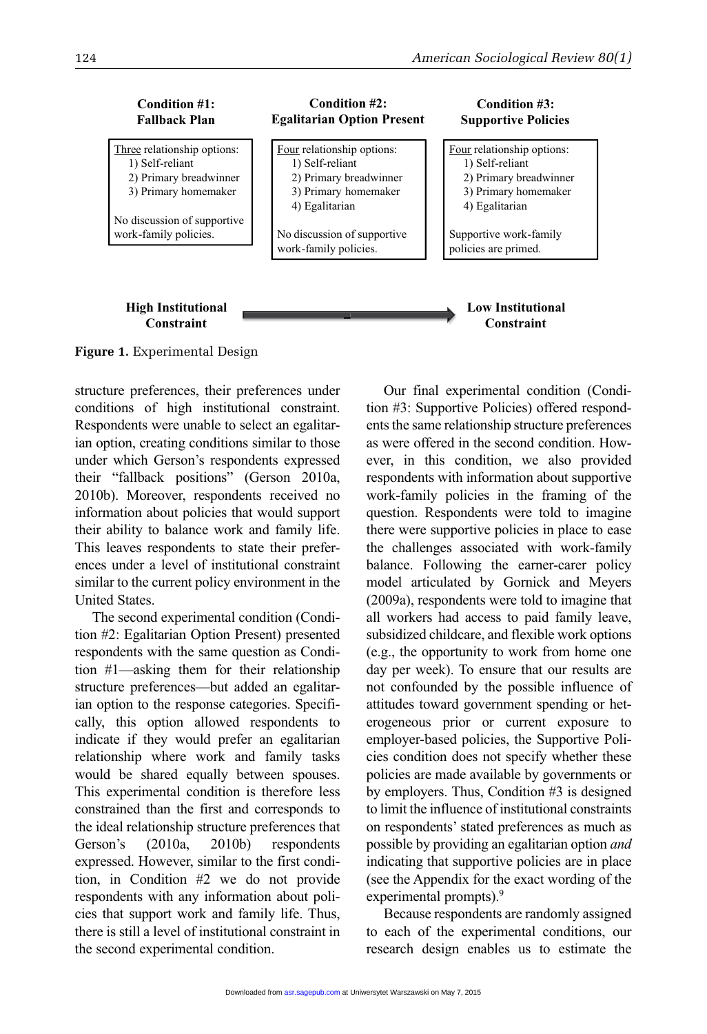| **Condition #1: Fallback Plan** | **Condition #2: Egalitarian Option Present** | **Condition #3: Supportive Policies** |
|---|---|---|
| Three relationship options: 1) Self-reliant 2) Primary breadwinner 3) Primary homemaker | Four relationship options: 1) Self-reliant 2) Primary breadwinner 3) Primary homemaker 4) Egalitarian | Four relationship options: 1) Self-reliant 2) Primary breadwinner 3) Primary homemaker 4) Egalitarian |
| No discussion of supportive work-family policies. | No discussion of supportive work-family policies. | Supportive work-family policies are primed. |

**High Institutional Constraint** → **Low Institutional Constraint**

**Figure 1.** Experimental Design

structure preferences, their preferences under conditions of high institutional constraint. Respondents were unable to select an egalitarian option, creating conditions similar to those under which Gerson's respondents expressed their "fallback positions" (Gerson 2010a, 2010b). Moreover, respondents received no information about policies that would support their ability to balance work and family life. This leaves respondents to state their preferences under a level of institutional constraint similar to the current policy environment in the United States.

The second experimental condition (Condition #2: Egalitarian Option Present) presented respondents with the same question as Condition #1—asking them for their relationship structure preferences—but added an egalitarian option to the response categories. Specifically, this option allowed respondents to indicate if they would prefer an egalitarian relationship where work and family tasks would be shared equally between spouses. This experimental condition is therefore less constrained than the first and corresponds to the ideal relationship structure preferences that Gerson's (2010a, 2010b) respondents expressed. However, similar to the first condition, in Condition #2 we do not provide respondents with any information about policies that support work and family life. Thus, there is still a level of institutional constraint in the second experimental condition.

Our final experimental condition (Condition #3: Supportive Policies) offered respondents the same relationship structure preferences as were offered in the second condition. However, in this condition, we also provided respondents with information about supportive work-family policies in the framing of the question. Respondents were told to imagine there were supportive policies in place to ease the challenges associated with work-family balance. Following the earner-carer policy model articulated by Gornick and Meyers (2009a), respondents were told to imagine that all workers had access to paid family leave, subsidized childcare, and flexible work options (e.g., the opportunity to work from home one day per week). To ensure that our results are not confounded by the possible influence of attitudes toward government spending or heterogeneous prior or current exposure to employer-based policies, the Supportive Policies condition does not specify whether these policies are made available by governments or by employers. Thus, Condition #3 is designed to limit the influence of institutional constraints on respondents' stated preferences as much as possible by providing an egalitarian option *and* indicating that supportive policies are in place (see the Appendix for the exact wording of the experimental prompts).[9]

Because respondents are randomly assigned to each of the experimental conditions, our research design enables us to estimate the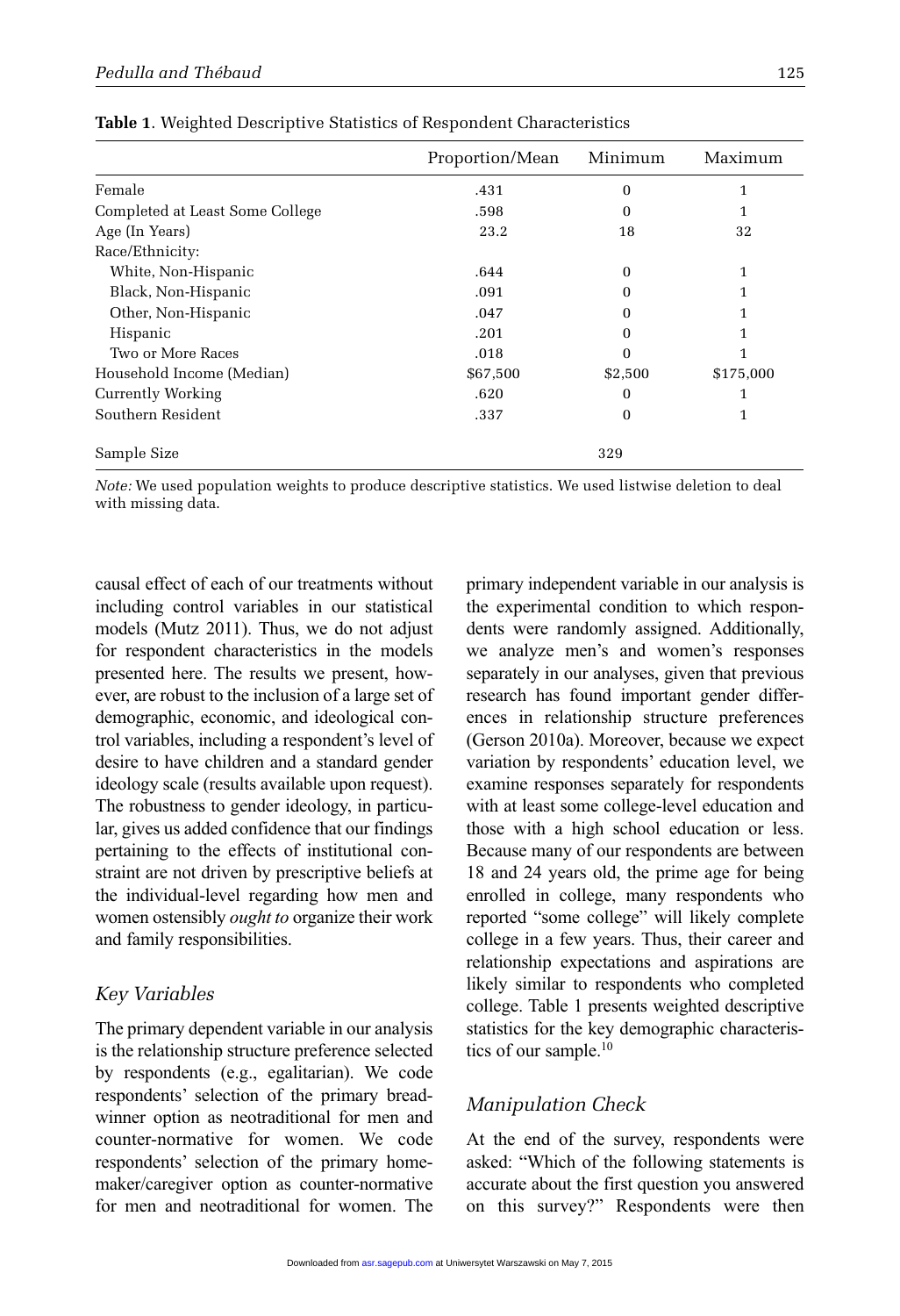**Table 1**. Weighted Descriptive Statistics of Respondent Characteristics

| | Proportion/Mean | Minimum | Maximum |
|---|---|---|---|
| Female | .431 | 0 | 1 |
| Completed at Least Some College | .598 | 0 | 1 |
| Age (In Years) | 23.2 | 18 | 32 |
| Race/Ethnicity: | | | |
| White, Non-Hispanic | .644 | 0 | 1 |
| Black, Non-Hispanic | .091 | 0 | 1 |
| Other, Non-Hispanic | .047 | 0 | 1 |
| Hispanic | .201 | 0 | 1 |
| Two or More Races | .018 | 0 | 1 |
| Household Income (Median) | $67,500 | $2,500 | $175,000 |
| Currently Working | .620 | 0 | 1 |
| Southern Resident | .337 | 0 | 1 |
| Sample Size | | 329 | |

*Note:* We used population weights to produce descriptive statistics. We used listwise deletion to deal with missing data.

causal effect of each of our treatments without including control variables in our statistical models (Mutz 2011). Thus, we do not adjust for respondent characteristics in the models presented here. The results we present, however, are robust to the inclusion of a large set of demographic, economic, and ideological control variables, including a respondent's level of desire to have children and a standard gender ideology scale (results available upon request). The robustness to gender ideology, in particular, gives us added confidence that our findings pertaining to the effects of institutional constraint are not driven by prescriptive beliefs at the individual-level regarding how men and women ostensibly *ought to* organize their work and family responsibilities.

### *Key Variables*

The primary dependent variable in our analysis is the relationship structure preference selected by respondents (e.g., egalitarian). We code respondents' selection of the primary breadwinner option as neotraditional for men and counter-normative for women. We code respondents' selection of the primary homemaker/caregiver option as counter-normative for men and neotraditional for women. The primary independent variable in our analysis is the experimental condition to which respondents were randomly assigned. Additionally, we analyze men's and women's responses separately in our analyses, given that previous research has found important gender differences in relationship structure preferences (Gerson 2010a). Moreover, because we expect variation by respondents' education level, we examine responses separately for respondents with at least some college-level education and those with a high school education or less. Because many of our respondents are between 18 and 24 years old, the prime age for being enrolled in college, many respondents who reported "some college" will likely complete college in a few years. Thus, their career and relationship expectations and aspirations are likely similar to respondents who completed college. Table 1 presents weighted descriptive statistics for the key demographic characteristics of our sample.[10]

### *Manipulation Check*

At the end of the survey, respondents were asked: "Which of the following statements is accurate about the first question you answered on this survey?" Respondents were then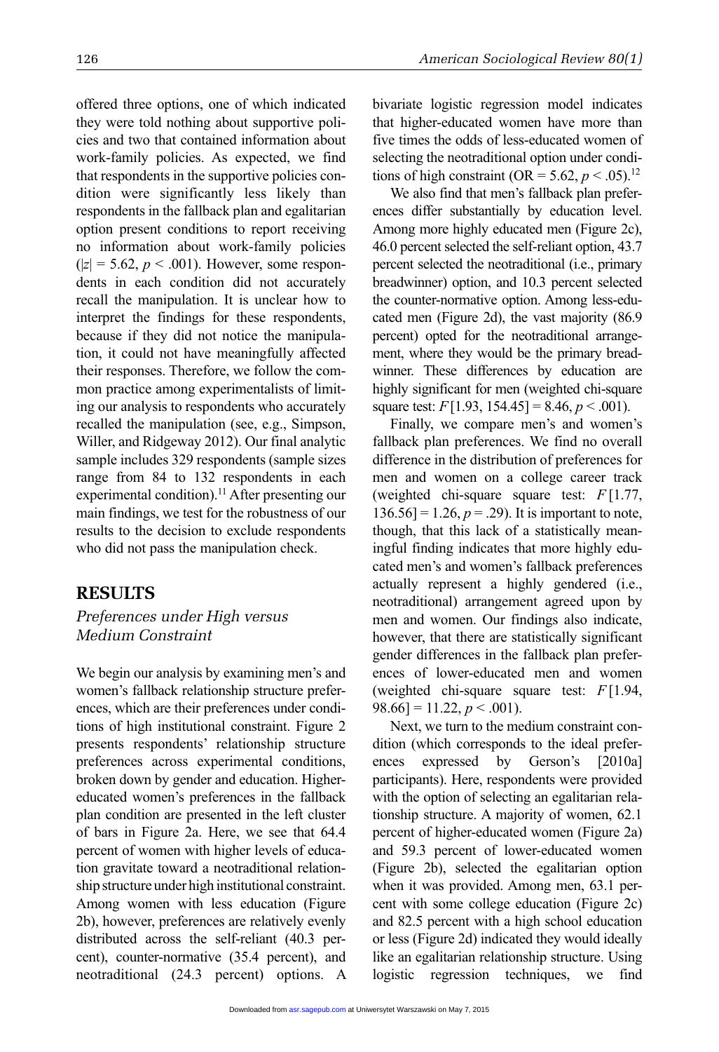offered three options, one of which indicated they were told nothing about supportive policies and two that contained information about work-family policies. As expected, we find that respondents in the supportive policies condition were significantly less likely than respondents in the fallback plan and egalitarian option present conditions to report receiving no information about work-family policies ($|z| = 5.62$, $p < .001$). However, some respondents in each condition did not accurately recall the manipulation. It is unclear how to interpret the findings for these respondents, because if they did not notice the manipulation, it could not have meaningfully affected their responses. Therefore, we follow the common practice among experimentalists of limiting our analysis to respondents who accurately recalled the manipulation (see, e.g., Simpson, Willer, and Ridgeway 2012). Our final analytic sample includes 329 respondents (sample sizes range from 84 to 132 respondents in each experimental condition).[11] After presenting our main findings, we test for the robustness of our results to the decision to exclude respondents who did not pass the manipulation check.

## RESULTS

### *Preferences under High versus Medium Constraint*

We begin our analysis by examining men's and women's fallback relationship structure preferences, which are their preferences under conditions of high institutional constraint. Figure 2 presents respondents' relationship structure preferences across experimental conditions, broken down by gender and education. Higher-educated women's preferences in the fallback plan condition are presented in the left cluster of bars in Figure 2a. Here, we see that 64.4 percent of women with higher levels of education gravitate toward a neotraditional relationship structure under high institutional constraint. Among women with less education (Figure 2b), however, preferences are relatively evenly distributed across the self-reliant (40.3 percent), counter-normative (35.4 percent), and neotraditional (24.3 percent) options. A bivariate logistic regression model indicates that higher-educated women have more than five times the odds of less-educated women of selecting the neotraditional option under conditions of high constraint ($OR = 5.62$, $p < .05$).[12]

We also find that men's fallback plan preferences differ substantially by education level. Among more highly educated men (Figure 2c), 46.0 percent selected the self-reliant option, 43.7 percent selected the neotraditional (i.e., primary breadwinner) option, and 10.3 percent selected the counter-normative option. Among less-educated men (Figure 2d), the vast majority (86.9 percent) opted for the neotraditional arrangement, where they would be the primary breadwinner. These differences by education are highly significant for men (weighted chi-square square test: $F[1.93, 154.45] = 8.46$, $p < .001$).

Finally, we compare men's and women's fallback plan preferences. We find no overall difference in the distribution of preferences for men and women on a college career track (weighted chi-square square test: $F[1.77, 136.56] = 1.26$, $p = .29$). It is important to note, though, that this lack of a statistically meaningful finding indicates that more highly educated men's and women's fallback preferences actually represent a highly gendered (i.e., neotraditional) arrangement agreed upon by men and women. Our findings also indicate, however, that there are statistically significant gender differences in the fallback plan preferences of lower-educated men and women (weighted chi-square square test: $F[1.94, 98.66] = 11.22$, $p < .001$).

Next, we turn to the medium constraint condition (which corresponds to the ideal preferences expressed by Gerson's [2010a] participants). Here, respondents were provided with the option of selecting an egalitarian relationship structure. A majority of women, 62.1 percent of higher-educated women (Figure 2a) and 59.3 percent of lower-educated women (Figure 2b), selected the egalitarian option when it was provided. Among men, 63.1 percent with some college education (Figure 2c) and 82.5 percent with a high school education or less (Figure 2d) indicated they would ideally like an egalitarian relationship structure. Using logistic regression techniques, we find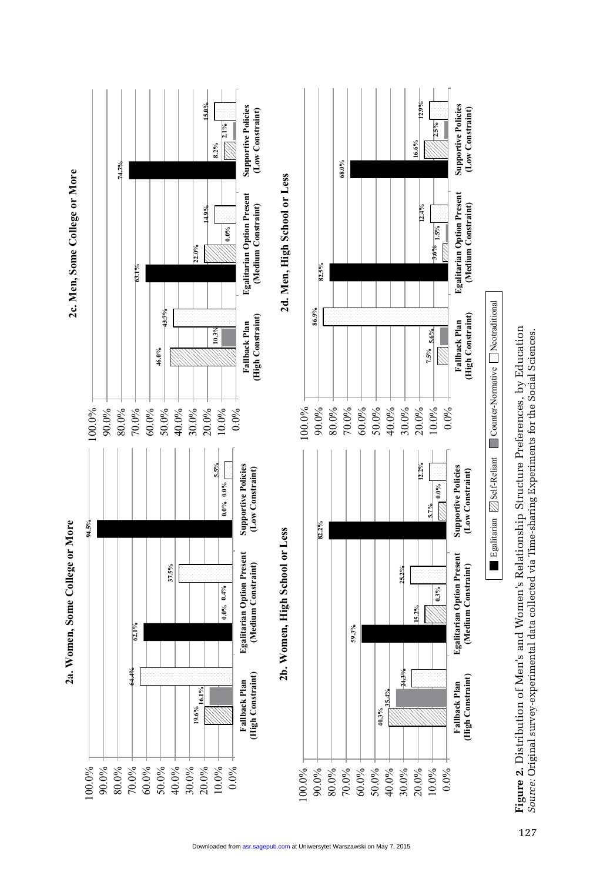**2a. Women, Some College or More**

| | Fallback Plan (High Constraint) | Egalitarian Option Present (Medium Constraint) | Supportive Policies (Low Constraint) |
|---|---|---|---|
| Egalitarian | | 62.1% | 94.5% |
| Self-Reliant | 19.6% | 0.0% | 0.0% |
| Counter-Normative | 16.1% | 0.4% | 0.0% |
| Neotraditional | 64.4% | 37.5% | 5.5% |

**2b. Women, High School or Less**

| | Fallback Plan (High Constraint) | Egalitarian Option Present (Medium Constraint) | Supportive Policies (Low Constraint) |
|---|---|---|---|
| Egalitarian | | 59.3% | 82.2% |
| Self-Reliant | 40.3% | 15.2% | 5.7% |
| Counter-Normative | 35.4% | 0.3% | 0.0% |
| Neotraditional | 24.3% | 25.2% | 12.2% |

**2c. Men, Some College or More**

| | Fallback Plan (High Constraint) | Egalitarian Option Present (Medium Constraint) | Supportive Policies (Low Constraint) |
|---|---|---|---|
| Egalitarian | | 63.1% | 74.7% |
| Self-Reliant | 46.0% | 22.0% | 8.2% |
| Counter-Normative | 10.3% | 0.0% | 2.1% |
| Neotraditional | 43.7% | 14.9% | 15.0% |

**2d. Men, High School or Less**

| | Fallback Plan (High Constraint) | Egalitarian Option Present (Medium Constraint) | Supportive Policies (Low Constraint) |
|---|---|---|---|
| Egalitarian | | 82.5% | 68.0% |
| Self-Reliant | 7.5% | 3.6% | 16.6% |
| Counter-Normative | 5.6% | 1.5% | 2.5% |
| Neotraditional | 86.9% | 12.4% | 12.9% |

Egalitarian | Self-Reliant | Counter-Normative | Neotraditional

**Figure 2.** Distribution of Men's and Women's Relationship Structure Preferences, by Education
*Source:* Original survey-experimental data collected via Time-sharing Experiments for the Social Sciences.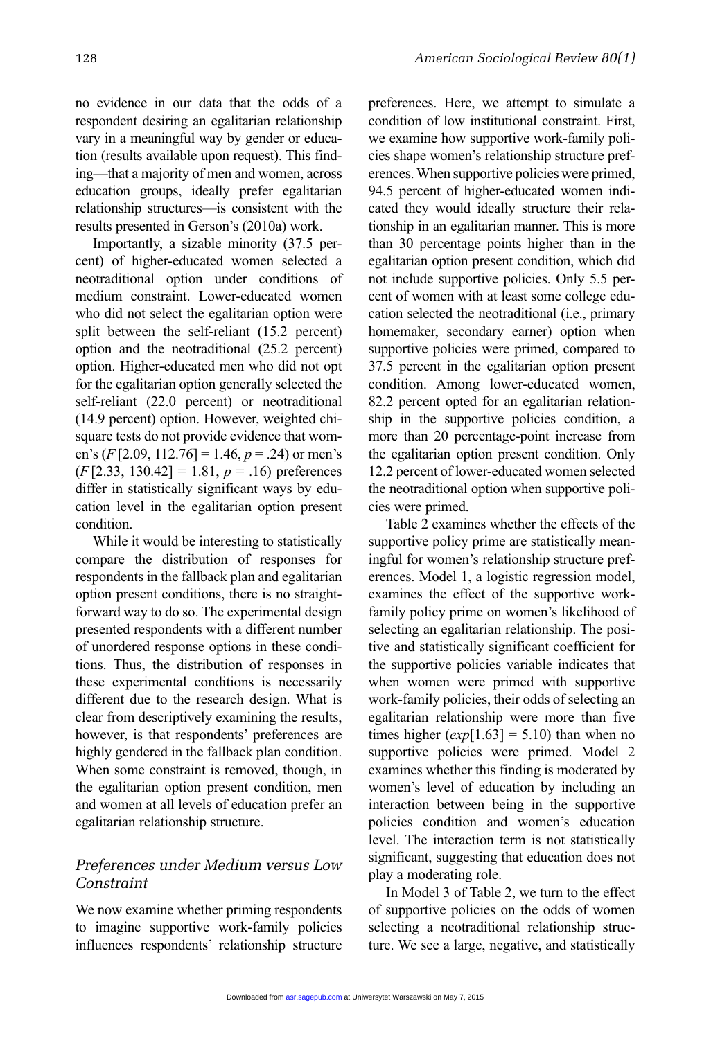no evidence in our data that the odds of a respondent desiring an egalitarian relationship vary in a meaningful way by gender or education (results available upon request). This finding—that a majority of men and women, across education groups, ideally prefer egalitarian relationship structures—is consistent with the results presented in Gerson's (2010a) work.

Importantly, a sizable minority (37.5 percent) of higher-educated women selected a neotraditional option under conditions of medium constraint. Lower-educated women who did not select the egalitarian option were split between the self-reliant (15.2 percent) option and the neotraditional (25.2 percent) option. Higher-educated men who did not opt for the egalitarian option generally selected the self-reliant (22.0 percent) or neotraditional (14.9 percent) option. However, weighted chi-square tests do not provide evidence that women's ($F[2.09, 112.76] = 1.46$, $p = .24$) or men's ($F[2.33, 130.42] = 1.81$, $p = .16$) preferences differ in statistically significant ways by education level in the egalitarian option present condition.

While it would be interesting to statistically compare the distribution of responses for respondents in the fallback plan and egalitarian option present conditions, there is no straightforward way to do so. The experimental design presented respondents with a different number of unordered response options in these conditions. Thus, the distribution of responses in these experimental conditions is necessarily different due to the research design. What is clear from descriptively examining the results, however, is that respondents' preferences are highly gendered in the fallback plan condition. When some constraint is removed, though, in the egalitarian option present condition, men and women at all levels of education prefer an egalitarian relationship structure.

### *Preferences under Medium versus Low Constraint*

We now examine whether priming respondents to imagine supportive work-family policies influences respondents' relationship structure preferences. Here, we attempt to simulate a condition of low institutional constraint. First, we examine how supportive work-family policies shape women's relationship structure preferences. When supportive policies were primed, 94.5 percent of higher-educated women indicated they would ideally structure their relationship in an egalitarian manner. This is more than 30 percentage points higher than in the egalitarian option present condition, which did not include supportive policies. Only 5.5 percent of women with at least some college education selected the neotraditional (i.e., primary homemaker, secondary earner) option when supportive policies were primed, compared to 37.5 percent in the egalitarian option present condition. Among lower-educated women, 82.2 percent opted for an egalitarian relationship in the supportive policies condition, a more than 20 percentage-point increase from the egalitarian option present condition. Only 12.2 percent of lower-educated women selected the neotraditional option when supportive policies were primed.

Table 2 examines whether the effects of the supportive policy prime are statistically meaningful for women's relationship structure preferences. Model 1, a logistic regression model, examines the effect of the supportive work-family policy prime on women's likelihood of selecting an egalitarian relationship. The positive and statistically significant coefficient for the supportive policies variable indicates that when women were primed with supportive work-family policies, their odds of selecting an egalitarian relationship were more than five times higher ($exp[1.63] = 5.10$) than when no supportive policies were primed. Model 2 examines whether this finding is moderated by women's level of education by including an interaction between being in the supportive policies condition and women's education level. The interaction term is not statistically significant, suggesting that education does not play a moderating role.

In Model 3 of Table 2, we turn to the effect of supportive policies on the odds of women selecting a neotraditional relationship structure. We see a large, negative, and statistically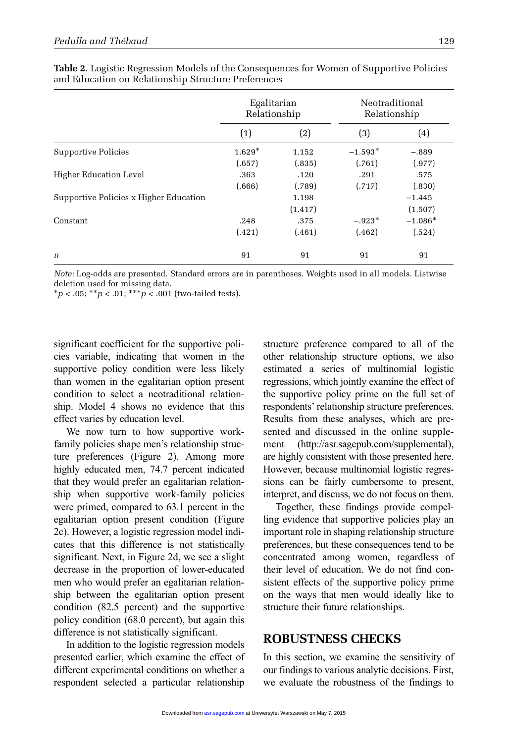**Table 2**. Logistic Regression Models of the Consequences for Women of Supportive Policies and Education on Relationship Structure Preferences

| | Egalitarian Relationship | | Neotraditional Relationship | |
|---|---|---|---|---|
| | (1) | (2) | (3) | (4) |
| Supportive Policies | 1.629* | 1.152 | −1.593* | −.889 |
| | (.657) | (.835) | (.761) | (.977) |
| Higher Education Level | .363 | .120 | .291 | .575 |
| | (.666) | (.789) | (.717) | (.830) |
| Supportive Policies x Higher Education | | 1.198 | | −1.445 |
| | | (1.417) | | (1.507) |
| Constant | .248 | .375 | −.923* | −1.086* |
| | (.421) | (.461) | (.462) | (.524) |
| *n* | 91 | 91 | 91 | 91 |

*Note:* Log-odds are presented. Standard errors are in parentheses. Weights used in all models. Listwise deletion used for missing data.
*$p < .05$; **$p < .01$; ***$p < .001$ (two-tailed tests).

significant coefficient for the supportive policies variable, indicating that women in the supportive policy condition were less likely than women in the egalitarian option present condition to select a neotraditional relationship. Model 4 shows no evidence that this effect varies by education level.

We now turn to how supportive work-family policies shape men's relationship structure preferences (Figure 2). Among more highly educated men, 74.7 percent indicated that they would prefer an egalitarian relationship when supportive work-family policies were primed, compared to 63.1 percent in the egalitarian option present condition (Figure 2c). However, a logistic regression model indicates that this difference is not statistically significant. Next, in Figure 2d, we see a slight decrease in the proportion of lower-educated men who would prefer an egalitarian relationship between the egalitarian option present condition (82.5 percent) and the supportive policy condition (68.0 percent), but again this difference is not statistically significant.

In addition to the logistic regression models presented earlier, which examine the effect of different experimental conditions on whether a respondent selected a particular relationship structure preference compared to all of the other relationship structure options, we also estimated a series of multinomial logistic regressions, which jointly examine the effect of the supportive policy prime on the full set of respondents' relationship structure preferences. Results from these analyses, which are presented and discussed in the online supplement (http://asr.sagepub.com/supplemental), are highly consistent with those presented here. However, because multinomial logistic regressions can be fairly cumbersome to present, interpret, and discuss, we do not focus on them.

Together, these findings provide compelling evidence that supportive policies play an important role in shaping relationship structure preferences, but these consequences tend to be concentrated among women, regardless of their level of education. We do not find consistent effects of the supportive policy prime on the ways that men would ideally like to structure their future relationships.

## ROBUSTNESS CHECKS

In this section, we examine the sensitivity of our findings to various analytic decisions. First, we evaluate the robustness of the findings to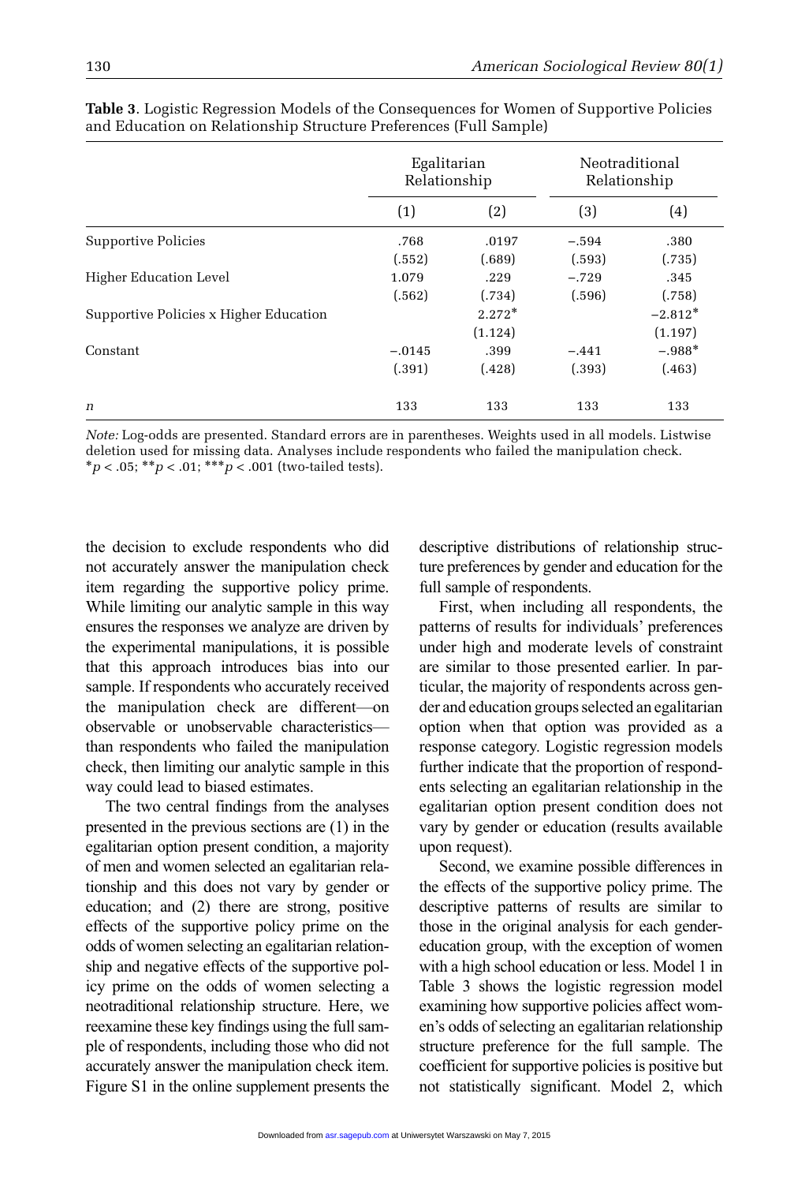**Table 3**. Logistic Regression Models of the Consequences for Women of Supportive Policies and Education on Relationship Structure Preferences (Full Sample)

| | Egalitarian Relationship | | Neotraditional Relationship | |
|---|---|---|---|---|
| | (1) | (2) | (3) | (4) |
| Supportive Policies | .768 | .0197 | −.594 | .380 |
| | (.552) | (.689) | (.593) | (.735) |
| Higher Education Level | 1.079 | .229 | −.729 | .345 |
| | (.562) | (.734) | (.596) | (.758) |
| Supportive Policies x Higher Education | | 2.272* | | −2.812* |
| | | (1.124) | | (1.197) |
| Constant | −.0145 | .399 | −.441 | −.988* |
| | (.391) | (.428) | (.393) | (.463) |
| *n* | 133 | 133 | 133 | 133 |

*Note:* Log-odds are presented. Standard errors are in parentheses. Weights used in all models. Listwise deletion used for missing data. Analyses include respondents who failed the manipulation check.
*$p < .05$; **$p < .01$; ***$p < .001$ (two-tailed tests).

the decision to exclude respondents who did not accurately answer the manipulation check item regarding the supportive policy prime. While limiting our analytic sample in this way ensures the responses we analyze are driven by the experimental manipulations, it is possible that this approach introduces bias into our sample. If respondents who accurately received the manipulation check are different—on observable or unobservable characteristics—than respondents who failed the manipulation check, then limiting our analytic sample in this way could lead to biased estimates.

The two central findings from the analyses presented in the previous sections are (1) in the egalitarian option present condition, a majority of men and women selected an egalitarian relationship and this does not vary by gender or education; and (2) there are strong, positive effects of the supportive policy prime on the odds of women selecting an egalitarian relationship and negative effects of the supportive policy prime on the odds of women selecting a neotraditional relationship structure. Here, we reexamine these key findings using the full sample of respondents, including those who did not accurately answer the manipulation check item. Figure S1 in the online supplement presents the descriptive distributions of relationship structure preferences by gender and education for the full sample of respondents.

First, when including all respondents, the patterns of results for individuals' preferences under high and moderate levels of constraint are similar to those presented earlier. In particular, the majority of respondents across gender and education groups selected an egalitarian option when that option was provided as a response category. Logistic regression models further indicate that the proportion of respondents selecting an egalitarian relationship in the egalitarian option present condition does not vary by gender or education (results available upon request).

Second, we examine possible differences in the effects of the supportive policy prime. The descriptive patterns of results are similar to those in the original analysis for each gender-education group, with the exception of women with a high school education or less. Model 1 in Table 3 shows the logistic regression model examining how supportive policies affect women's odds of selecting an egalitarian relationship structure preference for the full sample. The coefficient for supportive policies is positive but not statistically significant. Model 2, which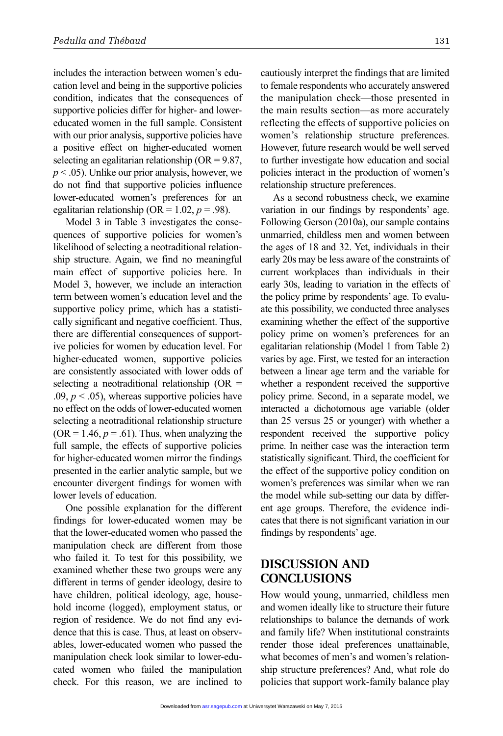includes the interaction between women's education level and being in the supportive policies condition, indicates that the consequences of supportive policies differ for higher- and lower-educated women in the full sample. Consistent with our prior analysis, supportive policies have a positive effect on higher-educated women selecting an egalitarian relationship (OR = 9.87, $p < .05$). Unlike our prior analysis, however, we do not find that supportive policies influence lower-educated women's preferences for an egalitarian relationship (OR = 1.02, $p = .98$).

Model 3 in Table 3 investigates the consequences of supportive policies for women's likelihood of selecting a neotraditional relationship structure. Again, we find no meaningful main effect of supportive policies here. In Model 3, however, we include an interaction term between women's education level and the supportive policy prime, which has a statistically significant and negative coefficient. Thus, there are differential consequences of supportive policies for women by education level. For higher-educated women, supportive policies are consistently associated with lower odds of selecting a neotraditional relationship (OR = .09, $p < .05$), whereas supportive policies have no effect on the odds of lower-educated women selecting a neotraditional relationship structure (OR = 1.46, $p = .61$). Thus, when analyzing the full sample, the effects of supportive policies for higher-educated women mirror the findings presented in the earlier analytic sample, but we encounter divergent findings for women with lower levels of education.

One possible explanation for the different findings for lower-educated women may be that the lower-educated women who passed the manipulation check are different from those who failed it. To test for this possibility, we examined whether these two groups were any different in terms of gender ideology, desire to have children, political ideology, age, household income (logged), employment status, or region of residence. We do not find any evidence that this is case. Thus, at least on observables, lower-educated women who passed the manipulation check look similar to lower-educated women who failed the manipulation check. For this reason, we are inclined to cautiously interpret the findings that are limited to female respondents who accurately answered the manipulation check—those presented in the main results section—as more accurately reflecting the effects of supportive policies on women's relationship structure preferences. However, future research would be well served to further investigate how education and social policies interact in the production of women's relationship structure preferences.

As a second robustness check, we examine variation in our findings by respondents' age. Following Gerson (2010a), our sample contains unmarried, childless men and women between the ages of 18 and 32. Yet, individuals in their early 20s may be less aware of the constraints of current workplaces than individuals in their early 30s, leading to variation in the effects of the policy prime by respondents' age. To evaluate this possibility, we conducted three analyses examining whether the effect of the supportive policy prime on women's preferences for an egalitarian relationship (Model 1 from Table 2) varies by age. First, we tested for an interaction between a linear age term and the variable for whether a respondent received the supportive policy prime. Second, in a separate model, we interacted a dichotomous age variable (older than 25 versus 25 or younger) with whether a respondent received the supportive policy prime. In neither case was the interaction term statistically significant. Third, the coefficient for the effect of the supportive policy condition on women's preferences was similar when we ran the model while sub-setting our data by different age groups. Therefore, the evidence indicates that there is not significant variation in our findings by respondents' age.

## DISCUSSION AND CONCLUSIONS

How would young, unmarried, childless men and women ideally like to structure their future relationships to balance the demands of work and family life? When institutional constraints render those ideal preferences unattainable, what becomes of men's and women's relationship structure preferences? And, what role do policies that support work-family balance play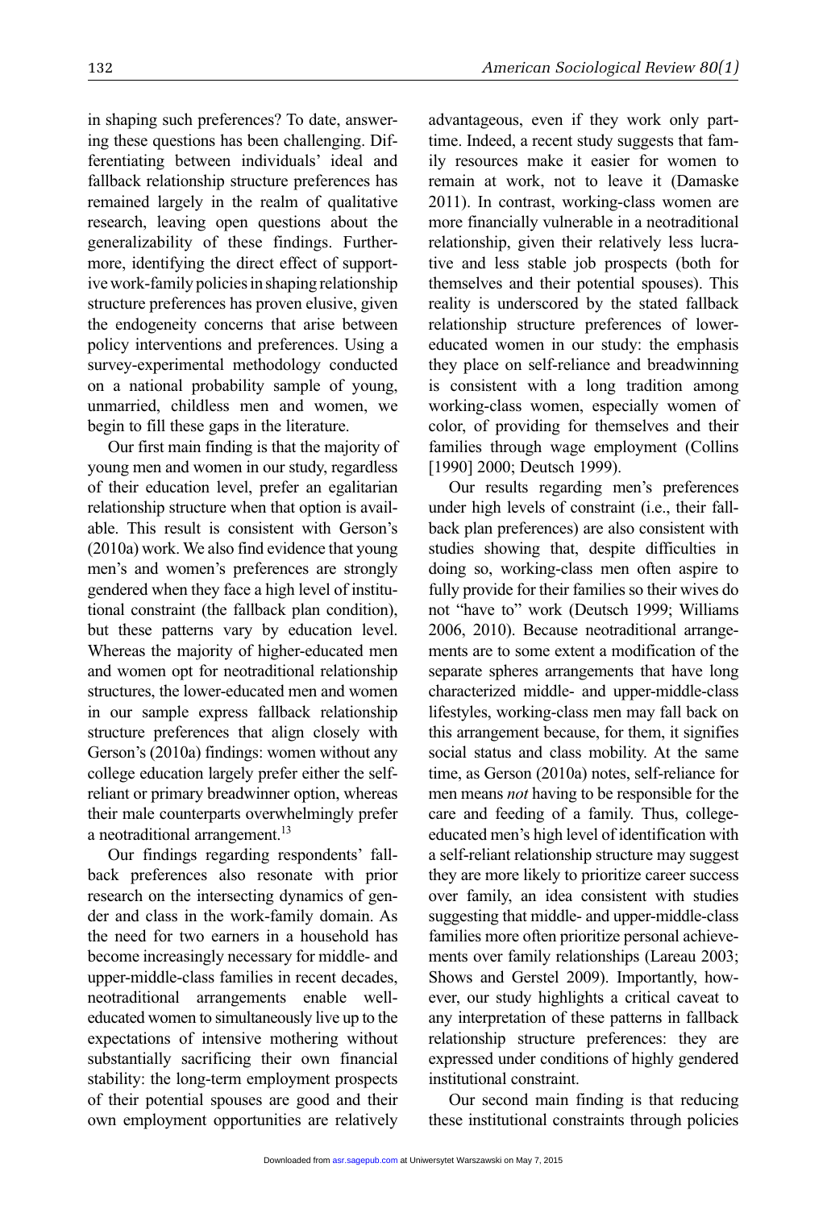in shaping such preferences? To date, answering these questions has been challenging. Differentiating between individuals' ideal and fallback relationship structure preferences has remained largely in the realm of qualitative research, leaving open questions about the generalizability of these findings. Furthermore, identifying the direct effect of supportive work-family policies in shaping relationship structure preferences has proven elusive, given the endogeneity concerns that arise between policy interventions and preferences. Using a survey-experimental methodology conducted on a national probability sample of young, unmarried, childless men and women, we begin to fill these gaps in the literature.

Our first main finding is that the majority of young men and women in our study, regardless of their education level, prefer an egalitarian relationship structure when that option is available. This result is consistent with Gerson's (2010a) work. We also find evidence that young men's and women's preferences are strongly gendered when they face a high level of institutional constraint (the fallback plan condition), but these patterns vary by education level. Whereas the majority of higher-educated men and women opt for neotraditional relationship structures, the lower-educated men and women in our sample express fallback relationship structure preferences that align closely with Gerson's (2010a) findings: women without any college education largely prefer either the self-reliant or primary breadwinner option, whereas their male counterparts overwhelmingly prefer a neotraditional arrangement.[13]

Our findings regarding respondents' fallback preferences also resonate with prior research on the intersecting dynamics of gender and class in the work-family domain. As the need for two earners in a household has become increasingly necessary for middle- and upper-middle-class families in recent decades, neotraditional arrangements enable well-educated women to simultaneously live up to the expectations of intensive mothering without substantially sacrificing their own financial stability: the long-term employment prospects of their potential spouses are good and their own employment opportunities are relatively advantageous, even if they work only part-time. Indeed, a recent study suggests that family resources make it easier for women to remain at work, not to leave it (Damaske 2011). In contrast, working-class women are more financially vulnerable in a neotraditional relationship, given their relatively less lucrative and less stable job prospects (both for themselves and their potential spouses). This reality is underscored by the stated fallback relationship structure preferences of lower-educated women in our study: the emphasis they place on self-reliance and breadwinning is consistent with a long tradition among working-class women, especially women of color, of providing for themselves and their families through wage employment (Collins [1990] 2000; Deutsch 1999).

Our results regarding men's preferences under high levels of constraint (i.e., their fallback plan preferences) are also consistent with studies showing that, despite difficulties in doing so, working-class men often aspire to fully provide for their families so their wives do not "have to" work (Deutsch 1999; Williams 2006, 2010). Because neotraditional arrangements are to some extent a modification of the separate spheres arrangements that have long characterized middle- and upper-middle-class lifestyles, working-class men may fall back on this arrangement because, for them, it signifies social status and class mobility. At the same time, as Gerson (2010a) notes, self-reliance for men means *not* having to be responsible for the care and feeding of a family. Thus, college-educated men's high level of identification with a self-reliant relationship structure may suggest they are more likely to prioritize career success over family, an idea consistent with studies suggesting that middle- and upper-middle-class families more often prioritize personal achievements over family relationships (Lareau 2003; Shows and Gerstel 2009). Importantly, however, our study highlights a critical caveat to any interpretation of these patterns in fallback relationship structure preferences: they are expressed under conditions of highly gendered institutional constraint.

Our second main finding is that reducing these institutional constraints through policies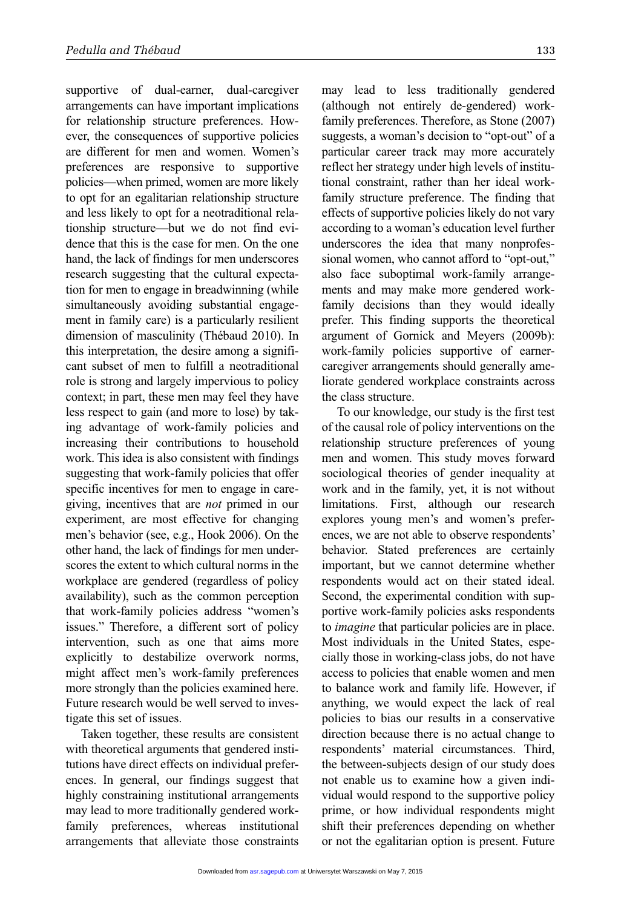supportive of dual-earner, dual-caregiver arrangements can have important implications for relationship structure preferences. However, the consequences of supportive policies are different for men and women. Women's preferences are responsive to supportive policies—when primed, women are more likely to opt for an egalitarian relationship structure and less likely to opt for a neotraditional relationship structure—but we do not find evidence that this is the case for men. On the one hand, the lack of findings for men underscores research suggesting that the cultural expectation for men to engage in breadwinning (while simultaneously avoiding substantial engagement in family care) is a particularly resilient dimension of masculinity (Thébaud 2010). In this interpretation, the desire among a significant subset of men to fulfill a neotraditional role is strong and largely impervious to policy context; in part, these men may feel they have less respect to gain (and more to lose) by taking advantage of work-family policies and increasing their contributions to household work. This idea is also consistent with findings suggesting that work-family policies that offer specific incentives for men to engage in caregiving, incentives that are *not* primed in our experiment, are most effective for changing men's behavior (see, e.g., Hook 2006). On the other hand, the lack of findings for men underscores the extent to which cultural norms in the workplace are gendered (regardless of policy availability), such as the common perception that work-family policies address "women's issues." Therefore, a different sort of policy intervention, such as one that aims more explicitly to destabilize overwork norms, might affect men's work-family preferences more strongly than the policies examined here. Future research would be well served to investigate this set of issues.

Taken together, these results are consistent with theoretical arguments that gendered institutions have direct effects on individual preferences. In general, our findings suggest that highly constraining institutional arrangements may lead to more traditionally gendered work-family preferences, whereas institutional arrangements that alleviate those constraints may lead to less traditionally gendered (although not entirely de-gendered) work-family preferences. Therefore, as Stone (2007) suggests, a woman's decision to "opt-out" of a particular career track may more accurately reflect her strategy under high levels of institutional constraint, rather than her ideal work-family structure preference. The finding that effects of supportive policies likely do not vary according to a woman's education level further underscores the idea that many nonprofessional women, who cannot afford to "opt-out," also face suboptimal work-family arrangements and may make more gendered work-family decisions than they would ideally prefer. This finding supports the theoretical argument of Gornick and Meyers (2009b): work-family policies supportive of earner-caregiver arrangements should generally ameliorate gendered workplace constraints across the class structure.

To our knowledge, our study is the first test of the causal role of policy interventions on the relationship structure preferences of young men and women. This study moves forward sociological theories of gender inequality at work and in the family, yet, it is not without limitations. First, although our research explores young men's and women's preferences, we are not able to observe respondents' behavior. Stated preferences are certainly important, but we cannot determine whether respondents would act on their stated ideal. Second, the experimental condition with supportive work-family policies asks respondents to *imagine* that particular policies are in place. Most individuals in the United States, especially those in working-class jobs, do not have access to policies that enable women and men to balance work and family life. However, if anything, we would expect the lack of real policies to bias our results in a conservative direction because there is no actual change to respondents' material circumstances. Third, the between-subjects design of our study does not enable us to examine how a given individual would respond to the supportive policy prime, or how individual respondents might shift their preferences depending on whether or not the egalitarian option is present. Future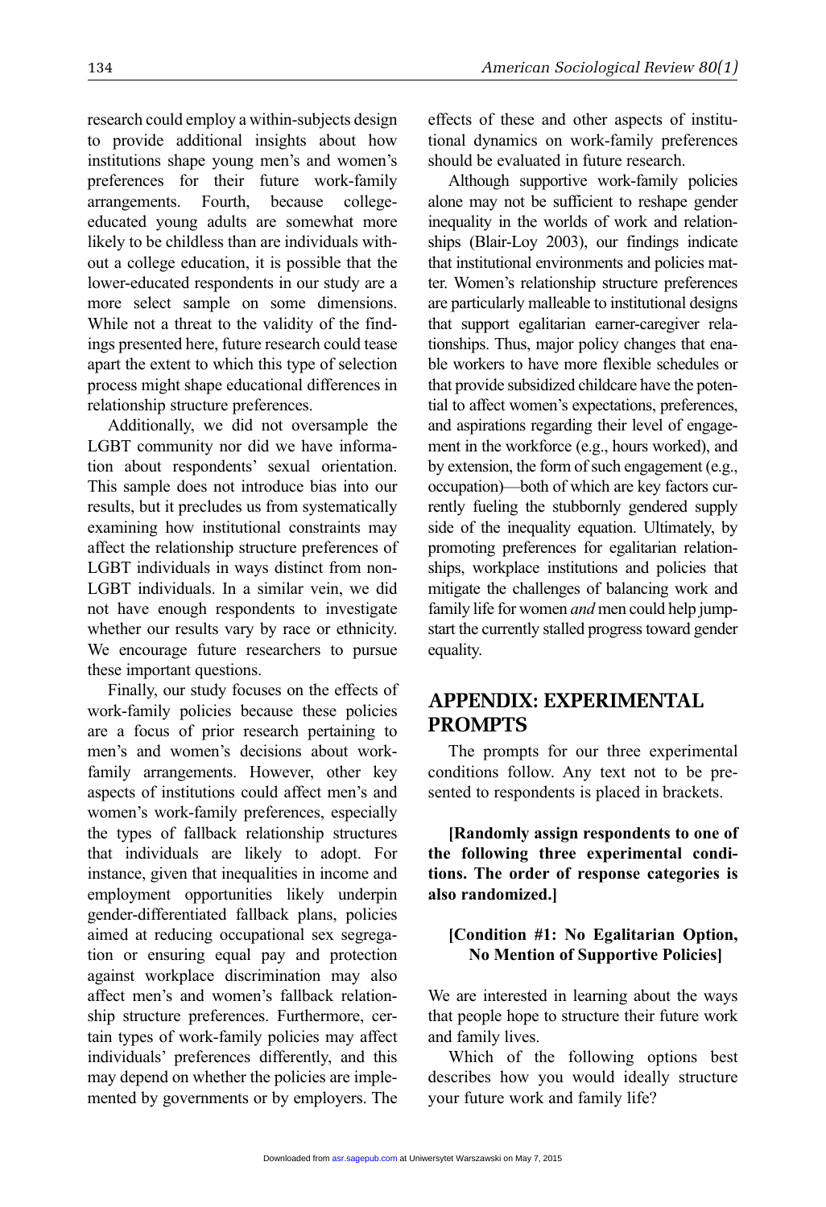research could employ a within-subjects design to provide additional insights about how institutions shape young men's and women's preferences for their future work-family arrangements. Fourth, because college-educated young adults are somewhat more likely to be childless than are individuals without a college education, it is possible that the lower-educated respondents in our study are a more select sample on some dimensions. While not a threat to the validity of the findings presented here, future research could tease apart the extent to which this type of selection process might shape educational differences in relationship structure preferences.

Additionally, we did not oversample the LGBT community nor did we have information about respondents' sexual orientation. This sample does not introduce bias into our results, but it precludes us from systematically examining how institutional constraints may affect the relationship structure preferences of LGBT individuals in ways distinct from non-LGBT individuals. In a similar vein, we did not have enough respondents to investigate whether our results vary by race or ethnicity. We encourage future researchers to pursue these important questions.

Finally, our study focuses on the effects of work-family policies because these policies are a focus of prior research pertaining to men's and women's decisions about work-family arrangements. However, other key aspects of institutions could affect men's and women's work-family preferences, especially the types of fallback relationship structures that individuals are likely to adopt. For instance, given that inequalities in income and employment opportunities likely underpin gender-differentiated fallback plans, policies aimed at reducing occupational sex segregation or ensuring equal pay and protection against workplace discrimination may also affect men's and women's fallback relationship structure preferences. Furthermore, certain types of work-family policies may affect individuals' preferences differently, and this may depend on whether the policies are implemented by governments or by employers. The effects of these and other aspects of institutional dynamics on work-family preferences should be evaluated in future research.

Although supportive work-family policies alone may not be sufficient to reshape gender inequality in the worlds of work and relationships (Blair-Loy 2003), our findings indicate that institutional environments and policies matter. Women's relationship structure preferences are particularly malleable to institutional designs that support egalitarian earner-caregiver relationships. Thus, major policy changes that enable workers to have more flexible schedules or that provide subsidized childcare have the potential to affect women's expectations, preferences, and aspirations regarding their level of engagement in the workforce (e.g., hours worked), and by extension, the form of such engagement (e.g., occupation)—both of which are key factors currently fueling the stubbornly gendered supply side of the inequality equation. Ultimately, by promoting preferences for egalitarian relationships, workplace institutions and policies that mitigate the challenges of balancing work and family life for women *and* men could help jump-start the currently stalled progress toward gender equality.

## APPENDIX: EXPERIMENTAL PROMPTS

The prompts for our three experimental conditions follow. Any text not to be presented to respondents is placed in brackets.

**[Randomly assign respondents to one of the following three experimental conditions. The order of response categories is also randomized.]**

**[Condition #1: No Egalitarian Option, No Mention of Supportive Policies]**

We are interested in learning about the ways that people hope to structure their future work and family lives.

Which of the following options best describes how you would ideally structure your future work and family life?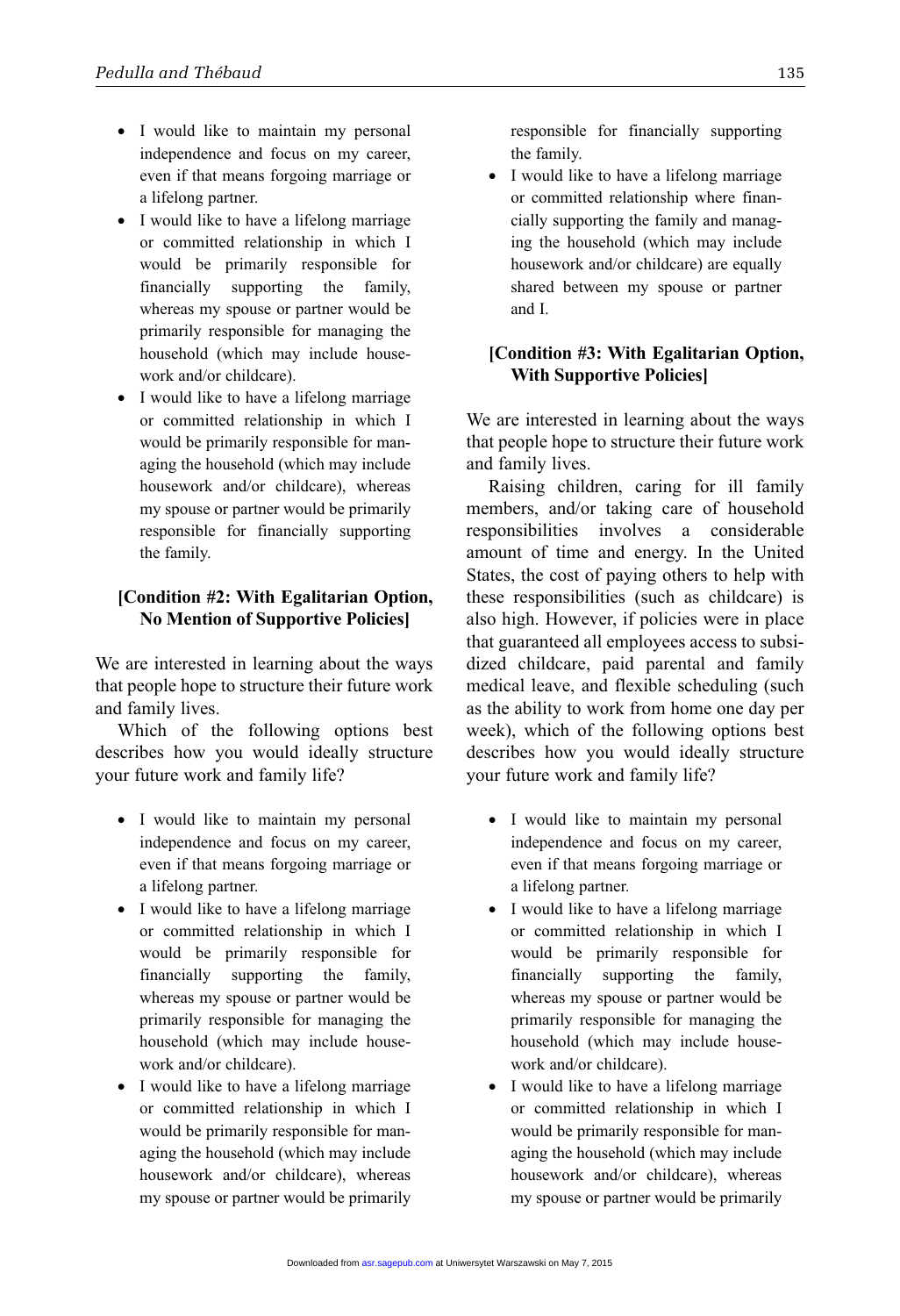- I would like to maintain my personal independence and focus on my career, even if that means forgoing marriage or a lifelong partner.
- I would like to have a lifelong marriage or committed relationship in which I would be primarily responsible for financially supporting the family, whereas my spouse or partner would be primarily responsible for managing the household (which may include housework and/or childcare).
- I would like to have a lifelong marriage or committed relationship in which I would be primarily responsible for managing the household (which may include housework and/or childcare), whereas my spouse or partner would be primarily responsible for financially supporting the family.

**[Condition #2: With Egalitarian Option, No Mention of Supportive Policies]**

We are interested in learning about the ways that people hope to structure their future work and family lives.

Which of the following options best describes how you would ideally structure your future work and family life?

- I would like to maintain my personal independence and focus on my career, even if that means forgoing marriage or a lifelong partner.
- I would like to have a lifelong marriage or committed relationship in which I would be primarily responsible for financially supporting the family, whereas my spouse or partner would be primarily responsible for managing the household (which may include housework and/or childcare).
- I would like to have a lifelong marriage or committed relationship in which I would be primarily responsible for managing the household (which may include housework and/or childcare), whereas my spouse or partner would be primarily responsible for financially supporting the family.
- I would like to have a lifelong marriage or committed relationship where financially supporting the family and managing the household (which may include housework and/or childcare) are equally shared between my spouse or partner and I.

**[Condition #3: With Egalitarian Option, With Supportive Policies]**

We are interested in learning about the ways that people hope to structure their future work and family lives.

Raising children, caring for ill family members, and/or taking care of household responsibilities involves a considerable amount of time and energy. In the United States, the cost of paying others to help with these responsibilities (such as childcare) is also high. However, if policies were in place that guaranteed all employees access to subsidized childcare, paid parental and family medical leave, and flexible scheduling (such as the ability to work from home one day per week), which of the following options best describes how you would ideally structure your future work and family life?

- I would like to maintain my personal independence and focus on my career, even if that means forgoing marriage or a lifelong partner.
- I would like to have a lifelong marriage or committed relationship in which I would be primarily responsible for financially supporting the family, whereas my spouse or partner would be primarily responsible for managing the household (which may include housework and/or childcare).
- I would like to have a lifelong marriage or committed relationship in which I would be primarily responsible for managing the household (which may include housework and/or childcare), whereas my spouse or partner would be primarily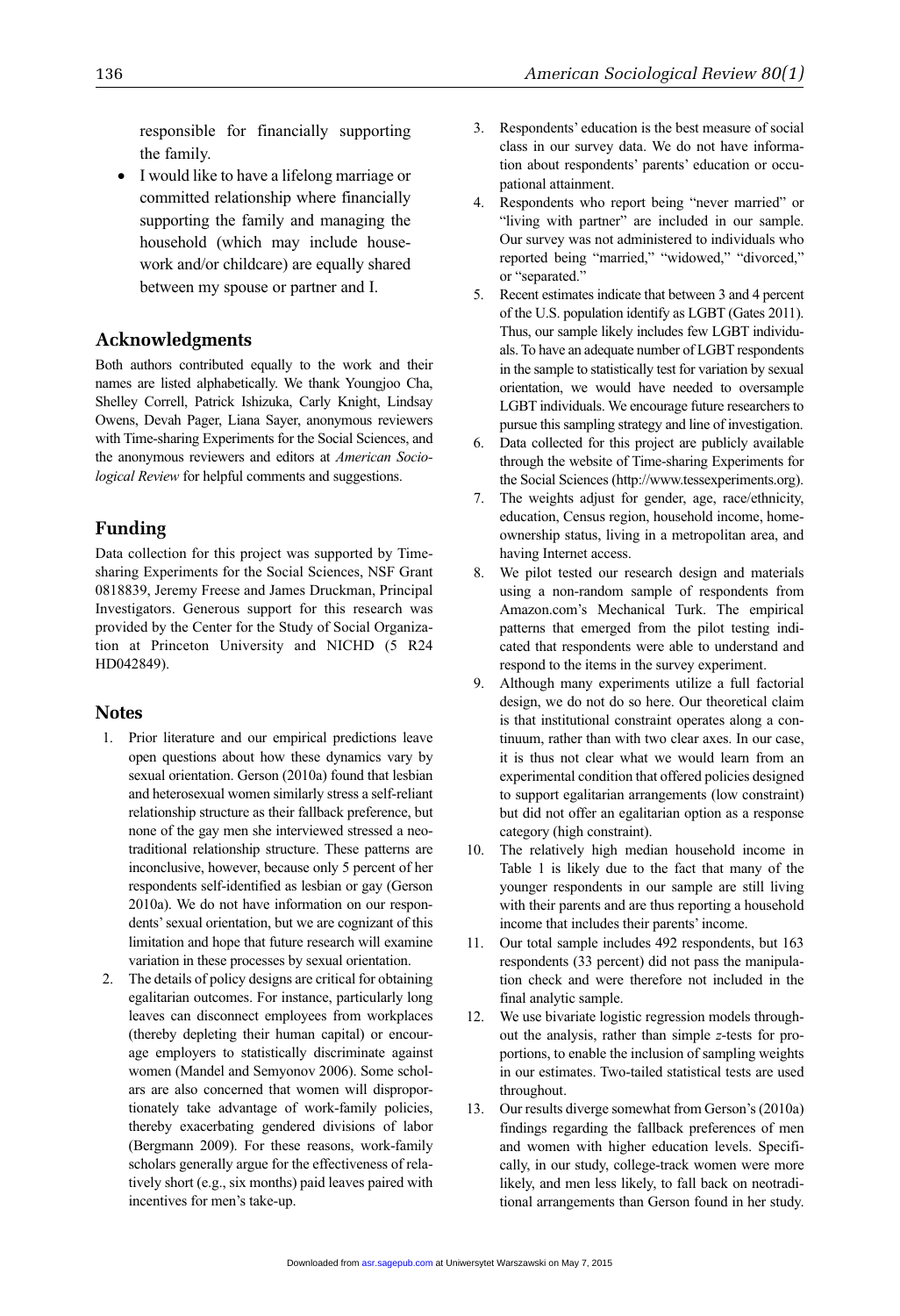responsible for financially supporting the family.

- I would like to have a lifelong marriage or committed relationship where financially supporting the family and managing the household (which may include housework and/or childcare) are equally shared between my spouse or partner and I.

## Acknowledgments

Both authors contributed equally to the work and their names are listed alphabetically. We thank Youngjoo Cha, Shelley Correll, Patrick Ishizuka, Carly Knight, Lindsay Owens, Devah Pager, Liana Sayer, anonymous reviewers with Time-sharing Experiments for the Social Sciences, and the anonymous reviewers and editors at *American Sociological Review* for helpful comments and suggestions.

## Funding

Data collection for this project was supported by Time-sharing Experiments for the Social Sciences, NSF Grant 0818839, Jeremy Freese and James Druckman, Principal Investigators. Generous support for this research was provided by the Center for the Study of Social Organization at Princeton University and NICHD (5 R24 HD042849).

## Notes

1. Prior literature and our empirical predictions leave open questions about how these dynamics vary by sexual orientation. Gerson (2010a) found that lesbian and heterosexual women similarly stress a self-reliant relationship structure as their fallback preference, but none of the gay men she interviewed stressed a neotraditional relationship structure. These patterns are inconclusive, however, because only 5 percent of her respondents self-identified as lesbian or gay (Gerson 2010a). We do not have information on our respondents' sexual orientation, but we are cognizant of this limitation and hope that future research will examine variation in these processes by sexual orientation.
2. The details of policy designs are critical for obtaining egalitarian outcomes. For instance, particularly long leaves can disconnect employees from workplaces (thereby depleting their human capital) or encourage employers to statistically discriminate against women (Mandel and Semyonov 2006). Some scholars are also concerned that women will disproportionately take advantage of work-family policies, thereby exacerbating gendered divisions of labor (Bergmann 2009). For these reasons, work-family scholars generally argue for the effectiveness of relatively short (e.g., six months) paid leaves paired with incentives for men's take-up.
3. Respondents' education is the best measure of social class in our survey data. We do not have information about respondents' parents' education or occupational attainment.
4. Respondents who report being "never married" or "living with partner" are included in our sample. Our survey was not administered to individuals who reported being "married," "widowed," "divorced," or "separated."
5. Recent estimates indicate that between 3 and 4 percent of the U.S. population identify as LGBT (Gates 2011). Thus, our sample likely includes few LGBT individuals. To have an adequate number of LGBT respondents in the sample to statistically test for variation by sexual orientation, we would have needed to oversample LGBT individuals. We encourage future researchers to pursue this sampling strategy and line of investigation.
6. Data collected for this project are publicly available through the website of Time-sharing Experiments for the Social Sciences (http://www.tessexperiments.org).
7. The weights adjust for gender, age, race/ethnicity, education, Census region, household income, homeownership status, living in a metropolitan area, and having Internet access.
8. We pilot tested our research design and materials using a non-random sample of respondents from Amazon.com's Mechanical Turk. The empirical patterns that emerged from the pilot testing indicated that respondents were able to understand and respond to the items in the survey experiment.
9. Although many experiments utilize a full factorial design, we do not do so here. Our theoretical claim is that institutional constraint operates along a continuum, rather than with two clear axes. In our case, it is thus not clear what we would learn from an experimental condition that offered policies designed to support egalitarian arrangements (low constraint) but did not offer an egalitarian option as a response category (high constraint).
10. The relatively high median household income in Table 1 is likely due to the fact that many of the younger respondents in our sample are still living with their parents and are thus reporting a household income that includes their parents' income.
11. Our total sample includes 492 respondents, but 163 respondents (33 percent) did not pass the manipulation check and were therefore not included in the final analytic sample.
12. We use bivariate logistic regression models throughout the analysis, rather than simple $z$-tests for proportions, to enable the inclusion of sampling weights in our estimates. Two-tailed statistical tests are used throughout.
13. Our results diverge somewhat from Gerson's (2010a) findings regarding the fallback preferences of men and women with higher education levels. Specifically, in our study, college-track women were more likely, and men less likely, to fall back on neotraditional arrangements than Gerson found in her study.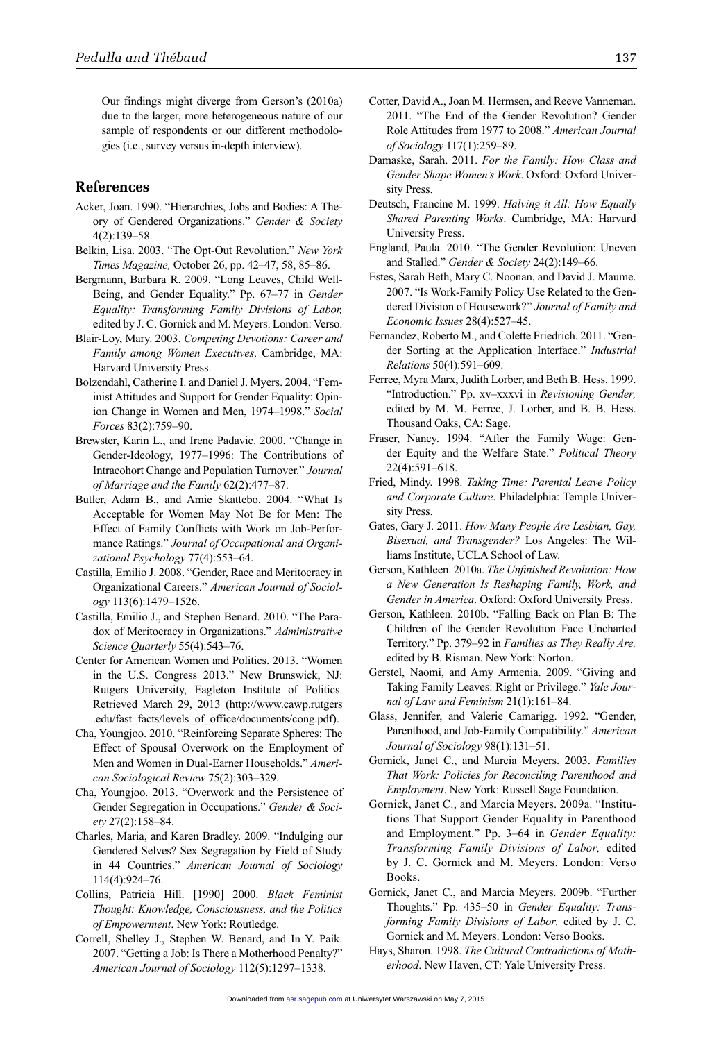Our findings might diverge from Gerson's (2010a) due to the larger, more heterogeneous nature of our sample of respondents or our different methodologies (i.e., survey versus in-depth interview).

## References

Acker, Joan. 1990. "Hierarchies, Jobs and Bodies: A Theory of Gendered Organizations." *Gender & Society* 4(2):139–58.

Belkin, Lisa. 2003. "The Opt-Out Revolution." *New York Times Magazine,* October 26, pp. 42–47, 58, 85–86.

Bergmann, Barbara R. 2009. "Long Leaves, Child Well-Being, and Gender Equality." Pp. 67–77 in *Gender Equality: Transforming Family Divisions of Labor,* edited by J. C. Gornick and M. Meyers. London: Verso.

Blair-Loy, Mary. 2003. *Competing Devotions: Career and Family among Women Executives*. Cambridge, MA: Harvard University Press.

Bolzendahl, Catherine I. and Daniel J. Myers. 2004. "Feminist Attitudes and Support for Gender Equality: Opinion Change in Women and Men, 1974–1998." *Social Forces* 83(2):759–90.

Brewster, Karin L., and Irene Padavic. 2000. "Change in Gender-Ideology, 1977–1996: The Contributions of Intracohort Change and Population Turnover." *Journal of Marriage and the Family* 62(2):477–87.

Butler, Adam B., and Amie Skattebo. 2004. "What Is Acceptable for Women May Not Be for Men: The Effect of Family Conflicts with Work on Job-Performance Ratings." *Journal of Occupational and Organizational Psychology* 77(4):553–64.

Castilla, Emilio J. 2008. "Gender, Race and Meritocracy in Organizational Careers." *American Journal of Sociology* 113(6):1479–1526.

Castilla, Emilio J., and Stephen Benard. 2010. "The Paradox of Meritocracy in Organizations." *Administrative Science Quarterly* 55(4):543–76.

Center for American Women and Politics. 2013. "Women in the U.S. Congress 2013." New Brunswick, NJ: Rutgers University, Eagleton Institute of Politics. Retrieved March 29, 2013 (http://www.cawp.rutgers.edu/fast_facts/levels_of_office/documents/cong.pdf).

Cha, Youngjoo. 2010. "Reinforcing Separate Spheres: The Effect of Spousal Overwork on the Employment of Men and Women in Dual-Earner Households." *American Sociological Review* 75(2):303–329.

Cha, Youngjoo. 2013. "Overwork and the Persistence of Gender Segregation in Occupations." *Gender & Society* 27(2):158–84.

Charles, Maria, and Karen Bradley. 2009. "Indulging our Gendered Selves? Sex Segregation by Field of Study in 44 Countries." *American Journal of Sociology* 114(4):924–76.

Collins, Patricia Hill. [1990] 2000. *Black Feminist Thought: Knowledge, Consciousness, and the Politics of Empowerment*. New York: Routledge.

Correll, Shelley J., Stephen W. Benard, and In Y. Paik. 2007. "Getting a Job: Is There a Motherhood Penalty?" *American Journal of Sociology* 112(5):1297–1338.

Cotter, David A., Joan M. Hermsen, and Reeve Vanneman. 2011. "The End of the Gender Revolution? Gender Role Attitudes from 1977 to 2008." *American Journal of Sociology* 117(1):259–89.

Damaske, Sarah. 2011. *For the Family: How Class and Gender Shape Women's Work*. Oxford: Oxford University Press.

Deutsch, Francine M. 1999. *Halving it All: How Equally Shared Parenting Works*. Cambridge, MA: Harvard University Press.

England, Paula. 2010. "The Gender Revolution: Uneven and Stalled." *Gender & Society* 24(2):149–66.

Estes, Sarah Beth, Mary C. Noonan, and David J. Maume. 2007. "Is Work-Family Policy Use Related to the Gendered Division of Housework?" *Journal of Family and Economic Issues* 28(4):527–45.

Fernandez, Roberto M., and Colette Friedrich. 2011. "Gender Sorting at the Application Interface." *Industrial Relations* 50(4):591–609.

Ferree, Myra Marx, Judith Lorber, and Beth B. Hess. 1999. "Introduction." Pp. xv–xxxvi in *Revisioning Gender,* edited by M. M. Ferree, J. Lorber, and B. B. Hess. Thousand Oaks, CA: Sage.

Fraser, Nancy. 1994. "After the Family Wage: Gender Equity and the Welfare State." *Political Theory* 22(4):591–618.

Fried, Mindy. 1998. *Taking Time: Parental Leave Policy and Corporate Culture*. Philadelphia: Temple University Press.

Gates, Gary J. 2011. *How Many People Are Lesbian, Gay, Bisexual, and Transgender?* Los Angeles: The Williams Institute, UCLA School of Law.

Gerson, Kathleen. 2010a. *The Unfinished Revolution: How a New Generation Is Reshaping Family, Work, and Gender in America*. Oxford: Oxford University Press.

Gerson, Kathleen. 2010b. "Falling Back on Plan B: The Children of the Gender Revolution Face Uncharted Territory." Pp. 379–92 in *Families as They Really Are,* edited by B. Risman. New York: Norton.

Gerstel, Naomi, and Amy Armenia. 2009. "Giving and Taking Family Leaves: Right or Privilege." *Yale Journal of Law and Feminism* 21(1):161–84.

Glass, Jennifer, and Valerie Camarigg. 1992. "Gender, Parenthood, and Job-Family Compatibility." *American Journal of Sociology* 98(1):131–51.

Gornick, Janet C., and Marcia Meyers. 2003. *Families That Work: Policies for Reconciling Parenthood and Employment*. New York: Russell Sage Foundation.

Gornick, Janet C., and Marcia Meyers. 2009a. "Institutions That Support Gender Equality in Parenthood and Employment." Pp. 3–64 in *Gender Equality: Transforming Family Divisions of Labor,* edited by J. C. Gornick and M. Meyers. London: Verso Books.

Gornick, Janet C., and Marcia Meyers. 2009b. "Further Thoughts." Pp. 435–50 in *Gender Equality: Transforming Family Divisions of Labor,* edited by J. C. Gornick and M. Meyers. London: Verso Books.

Hays, Sharon. 1998. *The Cultural Contradictions of Motherhood*. New Haven, CT: Yale University Press.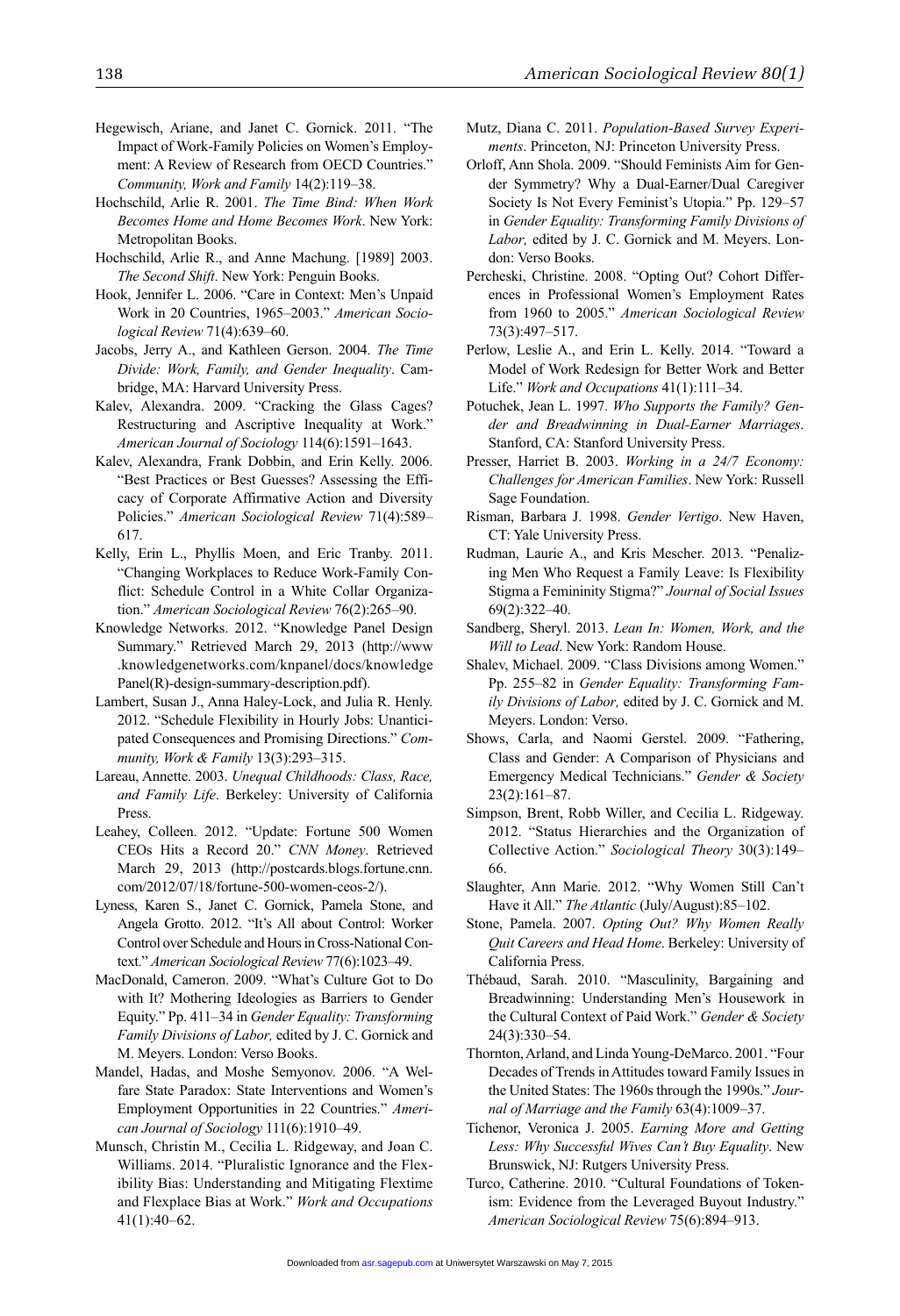Hegewisch, Ariane, and Janet C. Gornick. 2011. "The Impact of Work-Family Policies on Women's Employment: A Review of Research from OECD Countries." *Community, Work and Family* 14(2):119–38.

Hochschild, Arlie R. 2001. *The Time Bind: When Work Becomes Home and Home Becomes Work*. New York: Metropolitan Books.

Hochschild, Arlie R., and Anne Machung. [1989] 2003. *The Second Shift*. New York: Penguin Books.

Hook, Jennifer L. 2006. "Care in Context: Men's Unpaid Work in 20 Countries, 1965–2003." *American Sociological Review* 71(4):639–60.

Jacobs, Jerry A., and Kathleen Gerson. 2004. *The Time Divide: Work, Family, and Gender Inequality*. Cambridge, MA: Harvard University Press.

Kalev, Alexandra. 2009. "Cracking the Glass Cages? Restructuring and Ascriptive Inequality at Work." *American Journal of Sociology* 114(6):1591–1643.

Kalev, Alexandra, Frank Dobbin, and Erin Kelly. 2006. "Best Practices or Best Guesses? Assessing the Efficacy of Corporate Affirmative Action and Diversity Policies." *American Sociological Review* 71(4):589–617.

Kelly, Erin L., Phyllis Moen, and Eric Tranby. 2011. "Changing Workplaces to Reduce Work-Family Conflict: Schedule Control in a White Collar Organization." *American Sociological Review* 76(2):265–90.

Knowledge Networks. 2012. "Knowledge Panel Design Summary." Retrieved March 29, 2013 (http://www.knowledgenetworks.com/knpanel/docs/knowledgePanel(R)-design-summary-description.pdf).

Lambert, Susan J., Anna Haley-Lock, and Julia R. Henly. 2012. "Schedule Flexibility in Hourly Jobs: Unanticipated Consequences and Promising Directions." *Community, Work & Family* 13(3):293–315.

Lareau, Annette. 2003. *Unequal Childhoods: Class, Race, and Family Life*. Berkeley: University of California Press.

Leahey, Colleen. 2012. "Update: Fortune 500 Women CEOs Hits a Record 20." *CNN Money*. Retrieved March 29, 2013 (http://postcards.blogs.fortune.cnn.com/2012/07/18/fortune-500-women-ceos-2/).

Lyness, Karen S., Janet C. Gornick, Pamela Stone, and Angela Grotto. 2012. "It's All about Control: Worker Control over Schedule and Hours in Cross-National Context." *American Sociological Review* 77(6):1023–49.

MacDonald, Cameron. 2009. "What's Culture Got to Do with It? Mothering Ideologies as Barriers to Gender Equity." Pp. 411–34 in *Gender Equality: Transforming Family Divisions of Labor,* edited by J. C. Gornick and M. Meyers. London: Verso Books.

Mandel, Hadas, and Moshe Semyonov. 2006. "A Welfare State Paradox: State Interventions and Women's Employment Opportunities in 22 Countries." *American Journal of Sociology* 111(6):1910–49.

Munsch, Christin M., Cecilia L. Ridgeway, and Joan C. Williams. 2014. "Pluralistic Ignorance and the Flexibility Bias: Understanding and Mitigating Flextime and Flexplace Bias at Work." *Work and Occupations* 41(1):40–62.

Mutz, Diana C. 2011. *Population-Based Survey Experiments*. Princeton, NJ: Princeton University Press.

Orloff, Ann Shola. 2009. "Should Feminists Aim for Gender Symmetry? Why a Dual-Earner/Dual Caregiver Society Is Not Every Feminist's Utopia." Pp. 129–57 in *Gender Equality: Transforming Family Divisions of Labor,* edited by J. C. Gornick and M. Meyers. London: Verso Books.

Percheski, Christine. 2008. "Opting Out? Cohort Differences in Professional Women's Employment Rates from 1960 to 2005." *American Sociological Review* 73(3):497–517.

Perlow, Leslie A., and Erin L. Kelly. 2014. "Toward a Model of Work Redesign for Better Work and Better Life." *Work and Occupations* 41(1):111–34.

Potuchek, Jean L. 1997. *Who Supports the Family? Gender and Breadwinning in Dual-Earner Marriages*. Stanford, CA: Stanford University Press.

Presser, Harriet B. 2003. *Working in a 24/7 Economy: Challenges for American Families*. New York: Russell Sage Foundation.

Risman, Barbara J. 1998. *Gender Vertigo*. New Haven, CT: Yale University Press.

Rudman, Laurie A., and Kris Mescher. 2013. "Penalizing Men Who Request a Family Leave: Is Flexibility Stigma a Femininity Stigma?" *Journal of Social Issues* 69(2):322–40.

Sandberg, Sheryl. 2013. *Lean In: Women, Work, and the Will to Lead*. New York: Random House.

Shalev, Michael. 2009. "Class Divisions among Women." Pp. 255–82 in *Gender Equality: Transforming Family Divisions of Labor,* edited by J. C. Gornick and M. Meyers. London: Verso.

Shows, Carla, and Naomi Gerstel. 2009. "Fathering, Class and Gender: A Comparison of Physicians and Emergency Medical Technicians." *Gender & Society* 23(2):161–87.

Simpson, Brent, Robb Willer, and Cecilia L. Ridgeway. 2012. "Status Hierarchies and the Organization of Collective Action." *Sociological Theory* 30(3):149–66.

Slaughter, Ann Marie. 2012. "Why Women Still Can't Have it All." *The Atlantic* (July/August):85–102.

Stone, Pamela. 2007. *Opting Out? Why Women Really Quit Careers and Head Home*. Berkeley: University of California Press.

Thébaud, Sarah. 2010. "Masculinity, Bargaining and Breadwinning: Understanding Men's Housework in the Cultural Context of Paid Work." *Gender & Society* 24(3):330–54.

Thornton, Arland, and Linda Young-DeMarco. 2001. "Four Decades of Trends in Attitudes toward Family Issues in the United States: The 1960s through the 1990s." *Journal of Marriage and the Family* 63(4):1009–37.

Tichenor, Veronica J. 2005. *Earning More and Getting Less: Why Successful Wives Can't Buy Equality*. New Brunswick, NJ: Rutgers University Press.

Turco, Catherine. 2010. "Cultural Foundations of Tokenism: Evidence from the Leveraged Buyout Industry." *American Sociological Review* 75(6):894–913.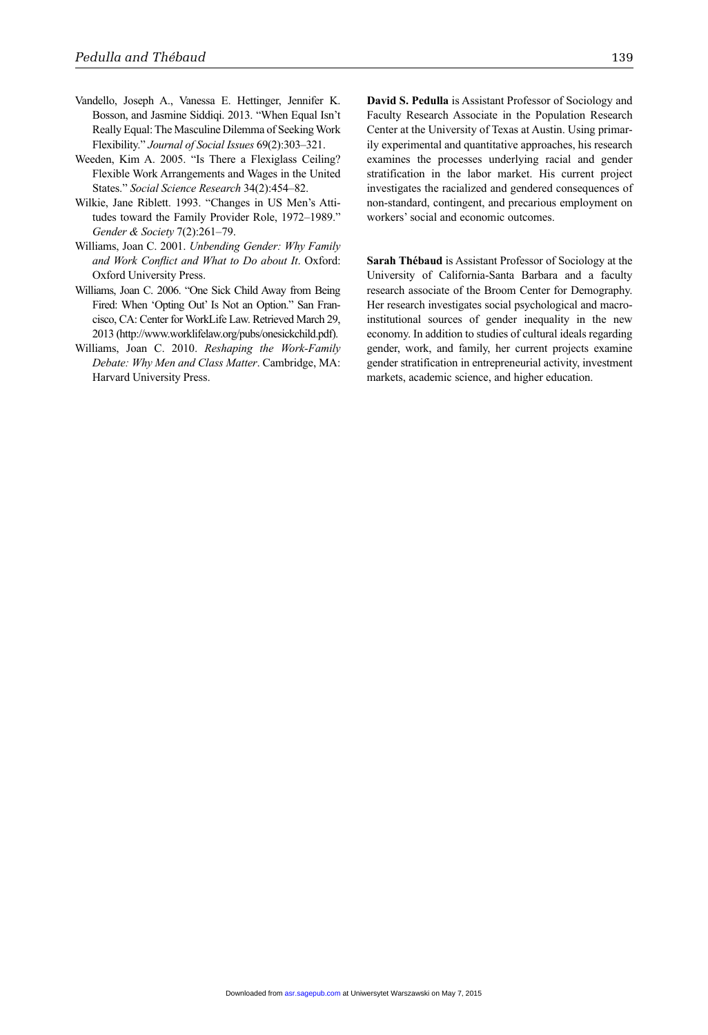Vandello, Joseph A., Vanessa E. Hettinger, Jennifer K. Bosson, and Jasmine Siddiqi. 2013. "When Equal Isn't Really Equal: The Masculine Dilemma of Seeking Work Flexibility." *Journal of Social Issues* 69(2):303–321.

Weeden, Kim A. 2005. "Is There a Flexiglass Ceiling? Flexible Work Arrangements and Wages in the United States." *Social Science Research* 34(2):454–82.

Wilkie, Jane Riblett. 1993. "Changes in US Men's Attitudes toward the Family Provider Role, 1972–1989." *Gender & Society* 7(2):261–79.

Williams, Joan C. 2001. *Unbending Gender: Why Family and Work Conflict and What to Do about It*. Oxford: Oxford University Press.

Williams, Joan C. 2006. "One Sick Child Away from Being Fired: When 'Opting Out' Is Not an Option." San Francisco, CA: Center for WorkLife Law. Retrieved March 29, 2013 (http://www.worklifelaw.org/pubs/onesickchild.pdf).

Williams, Joan C. 2010. *Reshaping the Work-Family Debate: Why Men and Class Matter*. Cambridge, MA: Harvard University Press.

**David S. Pedulla** is Assistant Professor of Sociology and Faculty Research Associate in the Population Research Center at the University of Texas at Austin. Using primarily experimental and quantitative approaches, his research examines the processes underlying racial and gender stratification in the labor market. His current project investigates the racialized and gendered consequences of non-standard, contingent, and precarious employment on workers' social and economic outcomes.

**Sarah Thébaud** is Assistant Professor of Sociology at the University of California-Santa Barbara and a faculty research associate of the Broom Center for Demography. Her research investigates social psychological and macro-institutional sources of gender inequality in the new economy. In addition to studies of cultural ideals regarding gender, work, and family, her current projects examine gender stratification in entrepreneurial activity, investment markets, academic science, and higher education.